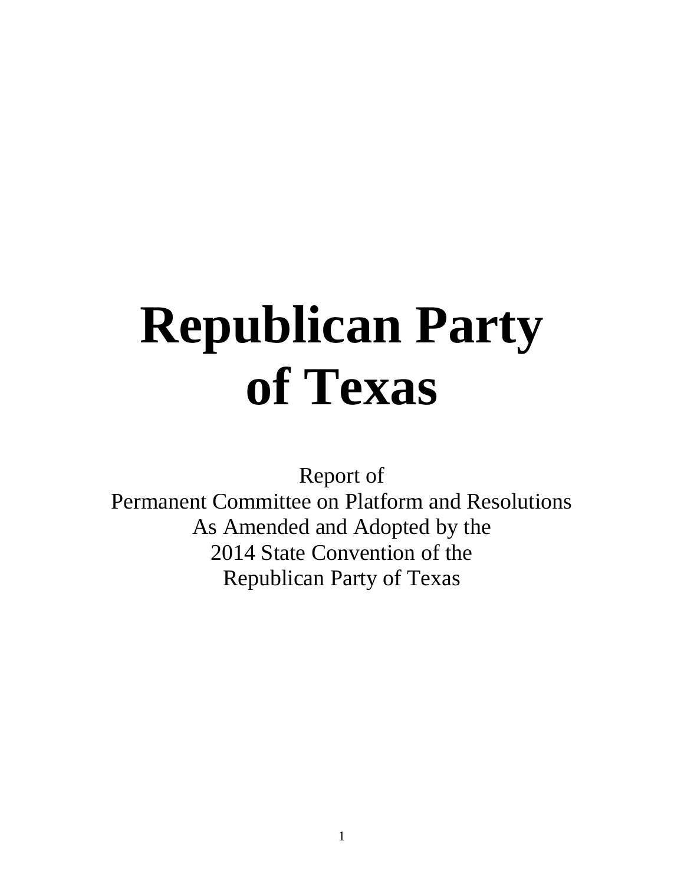# Republican Party of Texas

Report of
Permanent Committee on Platform and Resolutions
As Amended and Adopted by the
2014 State Convention of the
Republican Party of Texas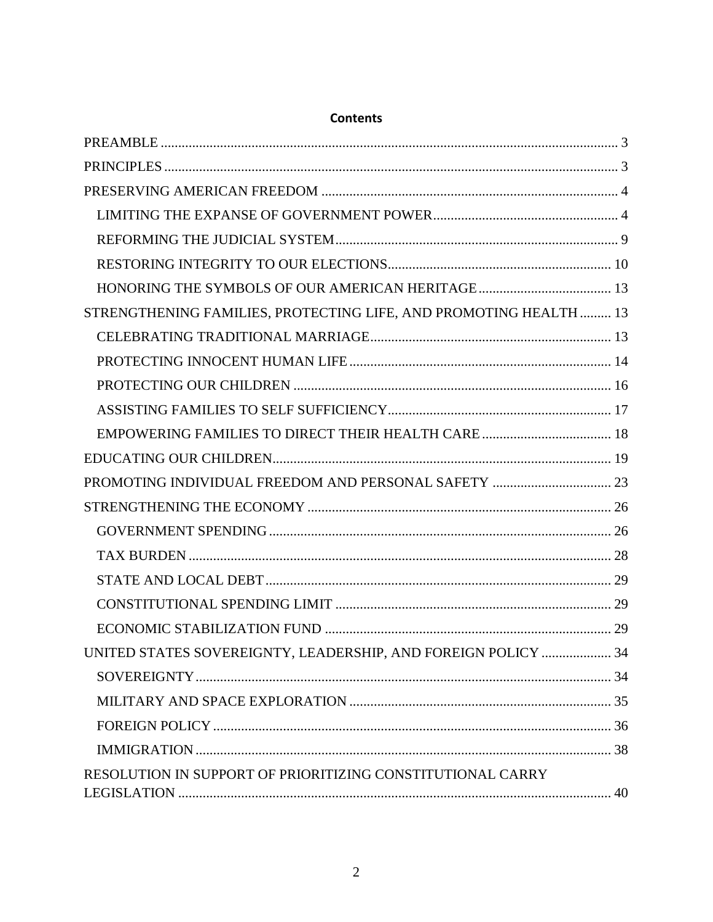## Contents

- PREAMBLE ........ 3
- PRINCIPLES ........ 3
- PRESERVING AMERICAN FREEDOM ........ 4
  - LIMITING THE EXPANSE OF GOVERNMENT POWER ........ 4
  - REFORMING THE JUDICIAL SYSTEM ........ 9
  - RESTORING INTEGRITY TO OUR ELECTIONS ........ 10
  - HONORING THE SYMBOLS OF OUR AMERICAN HERITAGE ........ 13
- STRENGTHENING FAMILIES, PROTECTING LIFE, AND PROMOTING HEALTH ........ 13
  - CELEBRATING TRADITIONAL MARRIAGE ........ 13
  - PROTECTING INNOCENT HUMAN LIFE ........ 14
  - PROTECTING OUR CHILDREN ........ 16
  - ASSISTING FAMILIES TO SELF SUFFICIENCY ........ 17
  - EMPOWERING FAMILIES TO DIRECT THEIR HEALTH CARE ........ 18
- EDUCATING OUR CHILDREN ........ 19
- PROMOTING INDIVIDUAL FREEDOM AND PERSONAL SAFETY ........ 23
- STRENGTHENING THE ECONOMY ........ 26
  - GOVERNMENT SPENDING ........ 26
  - TAX BURDEN ........ 28
  - STATE AND LOCAL DEBT ........ 29
  - CONSTITUTIONAL SPENDING LIMIT ........ 29
  - ECONOMIC STABILIZATION FUND ........ 29
- UNITED STATES SOVEREIGNTY, LEADERSHIP, AND FOREIGN POLICY ........ 34
  - SOVEREIGNTY ........ 34
  - MILITARY AND SPACE EXPLORATION ........ 35
  - FOREIGN POLICY ........ 36
  - IMMIGRATION ........ 38
- RESOLUTION IN SUPPORT OF PRIORITIZING CONSTITUTIONAL CARRY LEGISLATION ........ 40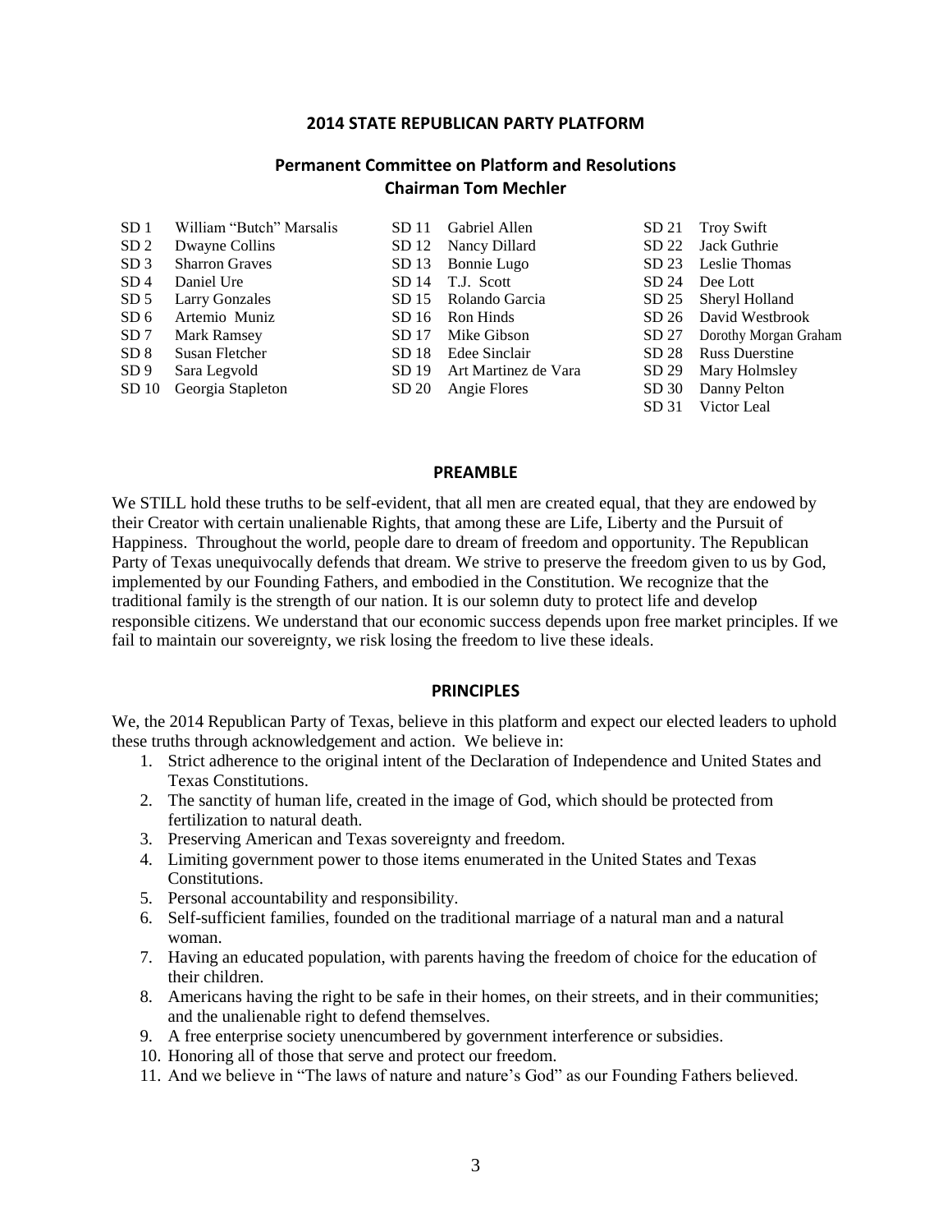# 2014 STATE REPUBLICAN PARTY PLATFORM

## Permanent Committee on Platform and Resolutions
## Chairman Tom Mechler

| | | | | | |
|---|---|---|---|---|---|
| SD 1 | William "Butch" Marsalis | SD 11 | Gabriel Allen | SD 21 | Troy Swift |
| SD 2 | Dwayne Collins | SD 12 | Nancy Dillard | SD 22 | Jack Guthrie |
| SD 3 | Sharron Graves | SD 13 | Bonnie Lugo | SD 23 | Leslie Thomas |
| SD 4 | Daniel Ure | SD 14 | T.J. Scott | SD 24 | Dee Lott |
| SD 5 | Larry Gonzales | SD 15 | Rolando Garcia | SD 25 | Sheryl Holland |
| SD 6 | Artemio Muniz | SD 16 | Ron Hinds | SD 26 | David Westbrook |
| SD 7 | Mark Ramsey | SD 17 | Mike Gibson | SD 27 | Dorothy Morgan Graham |
| SD 8 | Susan Fletcher | SD 18 | Edee Sinclair | SD 28 | Russ Duerstine |
| SD 9 | Sara Legvold | SD 19 | Art Martinez de Vara | SD 29 | Mary Holmsley |
| SD 10 | Georgia Stapleton | SD 20 | Angie Flores | SD 30 | Danny Pelton |
| | | | | SD 31 | Victor Leal |

## PREAMBLE

We STILL hold these truths to be self-evident, that all men are created equal, that they are endowed by their Creator with certain unalienable Rights, that among these are Life, Liberty and the Pursuit of Happiness. Throughout the world, people dare to dream of freedom and opportunity. The Republican Party of Texas unequivocally defends that dream. We strive to preserve the freedom given to us by God, implemented by our Founding Fathers, and embodied in the Constitution. We recognize that the traditional family is the strength of our nation. It is our solemn duty to protect life and develop responsible citizens. We understand that our economic success depends upon free market principles. If we fail to maintain our sovereignty, we risk losing the freedom to live these ideals.

## PRINCIPLES

We, the 2014 Republican Party of Texas, believe in this platform and expect our elected leaders to uphold these truths through acknowledgement and action. We believe in:

1. Strict adherence to the original intent of the Declaration of Independence and United States and Texas Constitutions.
2. The sanctity of human life, created in the image of God, which should be protected from fertilization to natural death.
3. Preserving American and Texas sovereignty and freedom.
4. Limiting government power to those items enumerated in the United States and Texas Constitutions.
5. Personal accountability and responsibility.
6. Self-sufficient families, founded on the traditional marriage of a natural man and a natural woman.
7. Having an educated population, with parents having the freedom of choice for the education of their children.
8. Americans having the right to be safe in their homes, on their streets, and in their communities; and the unalienable right to defend themselves.
9. A free enterprise society unencumbered by government interference or subsidies.
10. Honoring all of those that serve and protect our freedom.
11. And we believe in "The laws of nature and nature's God" as our Founding Fathers believed.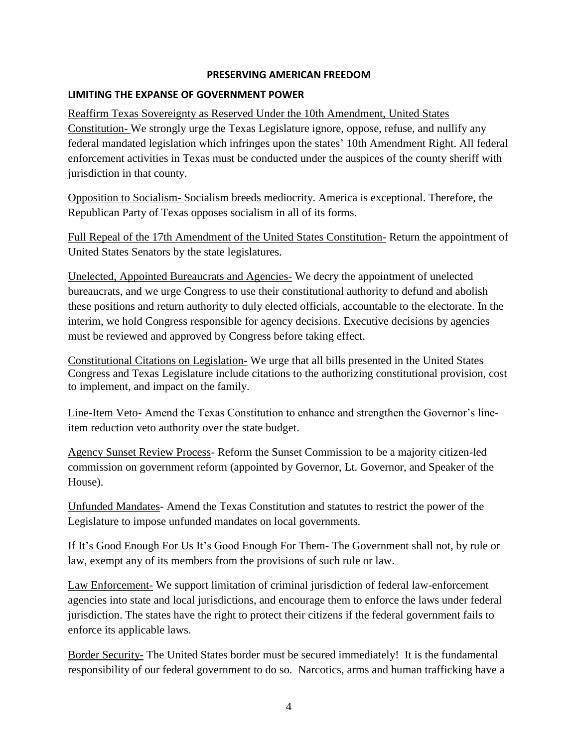## PRESERVING AMERICAN FREEDOM

### LIMITING THE EXPANSE OF GOVERNMENT POWER

Reaffirm Texas Sovereignty as Reserved Under the 10th Amendment, United States Constitution- We strongly urge the Texas Legislature ignore, oppose, refuse, and nullify any federal mandated legislation which infringes upon the states' 10th Amendment Right. All federal enforcement activities in Texas must be conducted under the auspices of the county sheriff with jurisdiction in that county.

Opposition to Socialism- Socialism breeds mediocrity. America is exceptional. Therefore, the Republican Party of Texas opposes socialism in all of its forms.

Full Repeal of the 17th Amendment of the United States Constitution- Return the appointment of United States Senators by the state legislatures.

Unelected, Appointed Bureaucrats and Agencies- We decry the appointment of unelected bureaucrats, and we urge Congress to use their constitutional authority to defund and abolish these positions and return authority to duly elected officials, accountable to the electorate. In the interim, we hold Congress responsible for agency decisions. Executive decisions by agencies must be reviewed and approved by Congress before taking effect.

Constitutional Citations on Legislation- We urge that all bills presented in the United States Congress and Texas Legislature include citations to the authorizing constitutional provision, cost to implement, and impact on the family.

Line-Item Veto- Amend the Texas Constitution to enhance and strengthen the Governor's line-item reduction veto authority over the state budget.

Agency Sunset Review Process- Reform the Sunset Commission to be a majority citizen-led commission on government reform (appointed by Governor, Lt. Governor, and Speaker of the House).

Unfunded Mandates- Amend the Texas Constitution and statutes to restrict the power of the Legislature to impose unfunded mandates on local governments.

If It's Good Enough For Us It's Good Enough For Them- The Government shall not, by rule or law, exempt any of its members from the provisions of such rule or law.

Law Enforcement- We support limitation of criminal jurisdiction of federal law-enforcement agencies into state and local jurisdictions, and encourage them to enforce the laws under federal jurisdiction. The states have the right to protect their citizens if the federal government fails to enforce its applicable laws.

Border Security- The United States border must be secured immediately! It is the fundamental responsibility of our federal government to do so. Narcotics, arms and human trafficking have a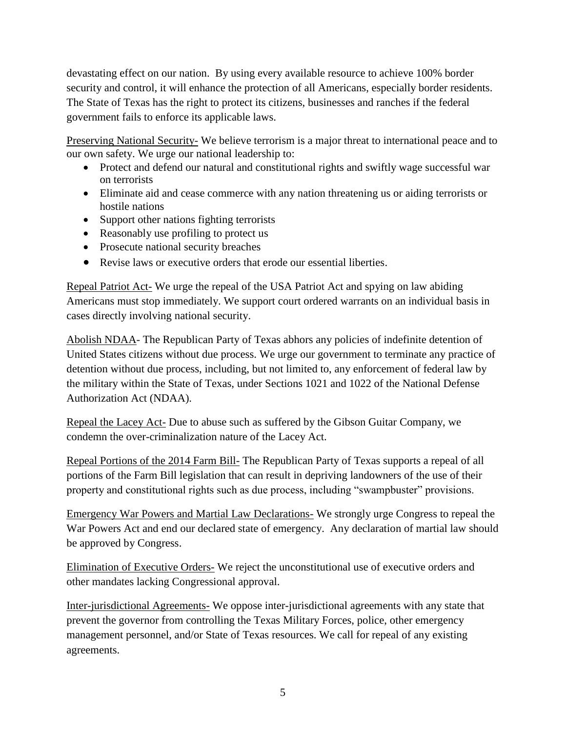devastating effect on our nation. By using every available resource to achieve 100% border security and control, it will enhance the protection of all Americans, especially border residents. The State of Texas has the right to protect its citizens, businesses and ranches if the federal government fails to enforce its applicable laws.

<u>Preserving National Security-</u> We believe terrorism is a major threat to international peace and to our own safety. We urge our national leadership to:

- Protect and defend our natural and constitutional rights and swiftly wage successful war on terrorists
- Eliminate aid and cease commerce with any nation threatening us or aiding terrorists or hostile nations
- Support other nations fighting terrorists
- Reasonably use profiling to protect us
- Prosecute national security breaches
- Revise laws or executive orders that erode our essential liberties.

<u>Repeal Patriot Act-</u> We urge the repeal of the USA Patriot Act and spying on law abiding Americans must stop immediately. We support court ordered warrants on an individual basis in cases directly involving national security.

<u>Abolish NDAA</u>- The Republican Party of Texas abhors any policies of indefinite detention of United States citizens without due process. We urge our government to terminate any practice of detention without due process, including, but not limited to, any enforcement of federal law by the military within the State of Texas, under Sections 1021 and 1022 of the National Defense Authorization Act (NDAA).

<u>Repeal the Lacey Act-</u> Due to abuse such as suffered by the Gibson Guitar Company, we condemn the over-criminalization nature of the Lacey Act.

<u>Repeal Portions of the 2014 Farm Bill-</u> The Republican Party of Texas supports a repeal of all portions of the Farm Bill legislation that can result in depriving landowners of the use of their property and constitutional rights such as due process, including "swampbuster" provisions.

<u>Emergency War Powers and Martial Law Declarations-</u> We strongly urge Congress to repeal the War Powers Act and end our declared state of emergency. Any declaration of martial law should be approved by Congress.

<u>Elimination of Executive Orders-</u> We reject the unconstitutional use of executive orders and other mandates lacking Congressional approval.

<u>Inter-jurisdictional Agreements-</u> We oppose inter-jurisdictional agreements with any state that prevent the governor from controlling the Texas Military Forces, police, other emergency management personnel, and/or State of Texas resources. We call for repeal of any existing agreements.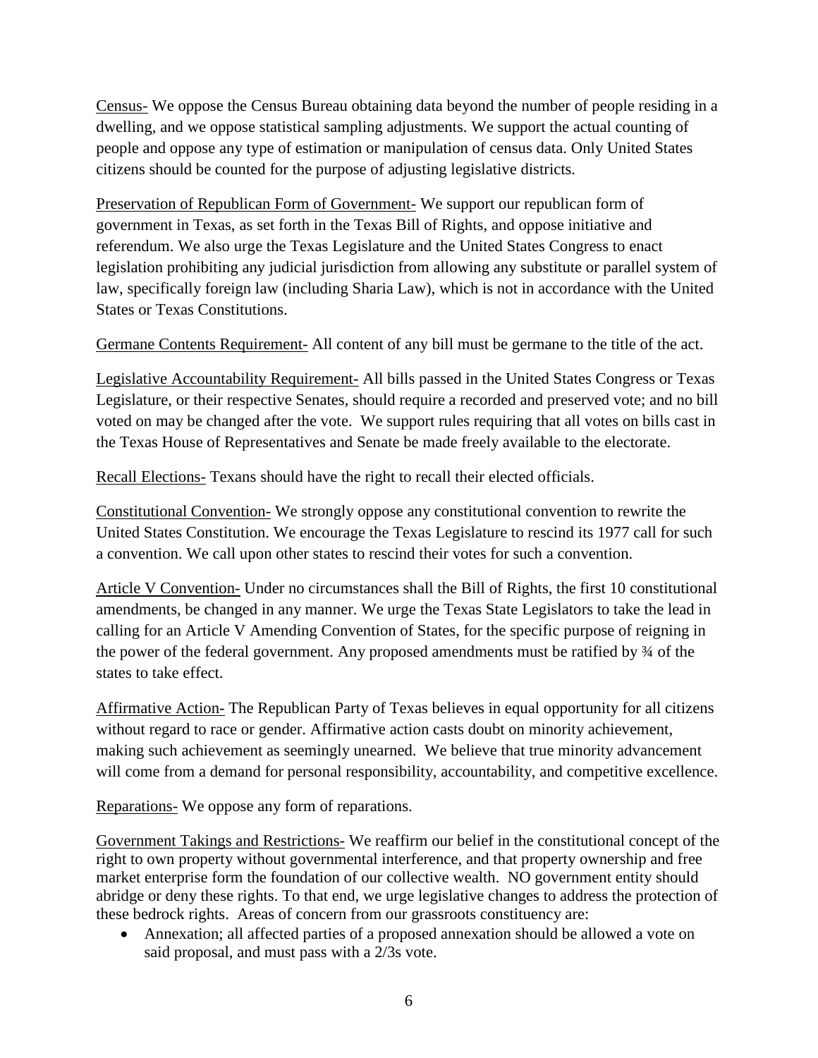<u>Census-</u> We oppose the Census Bureau obtaining data beyond the number of people residing in a dwelling, and we oppose statistical sampling adjustments. We support the actual counting of people and oppose any type of estimation or manipulation of census data. Only United States citizens should be counted for the purpose of adjusting legislative districts.

<u>Preservation of Republican Form of Government-</u> We support our republican form of government in Texas, as set forth in the Texas Bill of Rights, and oppose initiative and referendum. We also urge the Texas Legislature and the United States Congress to enact legislation prohibiting any judicial jurisdiction from allowing any substitute or parallel system of law, specifically foreign law (including Sharia Law), which is not in accordance with the United States or Texas Constitutions.

<u>Germane Contents Requirement-</u> All content of any bill must be germane to the title of the act.

<u>Legislative Accountability Requirement-</u> All bills passed in the United States Congress or Texas Legislature, or their respective Senates, should require a recorded and preserved vote; and no bill voted on may be changed after the vote. We support rules requiring that all votes on bills cast in the Texas House of Representatives and Senate be made freely available to the electorate.

<u>Recall Elections-</u> Texans should have the right to recall their elected officials.

<u>Constitutional Convention-</u> We strongly oppose any constitutional convention to rewrite the United States Constitution. We encourage the Texas Legislature to rescind its 1977 call for such a convention. We call upon other states to rescind their votes for such a convention.

<u>Article V Convention-</u> Under no circumstances shall the Bill of Rights, the first 10 constitutional amendments, be changed in any manner. We urge the Texas State Legislators to take the lead in calling for an Article V Amending Convention of States, for the specific purpose of reigning in the power of the federal government. Any proposed amendments must be ratified by ¾ of the states to take effect.

<u>Affirmative Action-</u> The Republican Party of Texas believes in equal opportunity for all citizens without regard to race or gender. Affirmative action casts doubt on minority achievement, making such achievement as seemingly unearned. We believe that true minority advancement will come from a demand for personal responsibility, accountability, and competitive excellence.

<u>Reparations-</u> We oppose any form of reparations.

<u>Government Takings and Restrictions-</u> We reaffirm our belief in the constitutional concept of the right to own property without governmental interference, and that property ownership and free market enterprise form the foundation of our collective wealth. NO government entity should abridge or deny these rights. To that end, we urge legislative changes to address the protection of these bedrock rights. Areas of concern from our grassroots constituency are:

- Annexation; all affected parties of a proposed annexation should be allowed a vote on said proposal, and must pass with a 2/3s vote.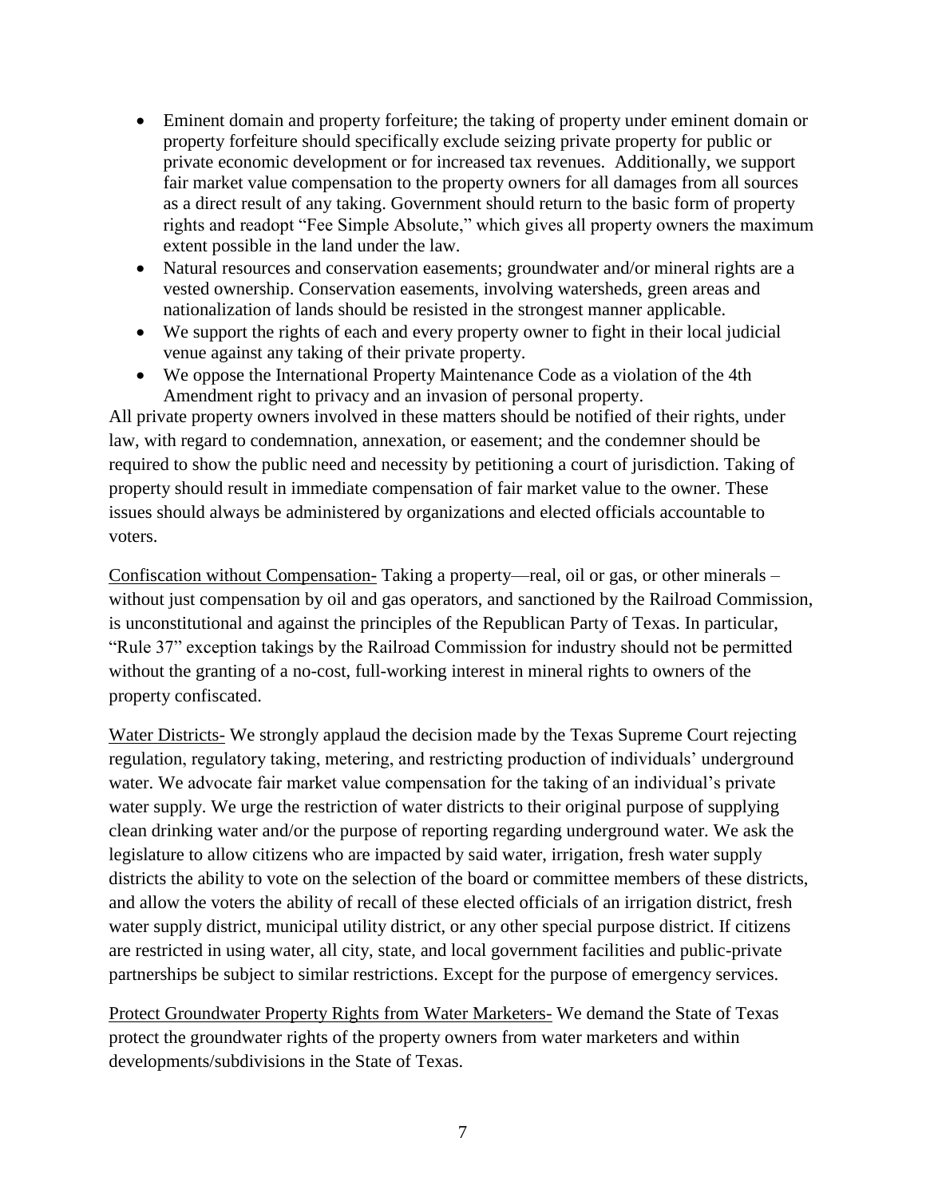- Eminent domain and property forfeiture; the taking of property under eminent domain or property forfeiture should specifically exclude seizing private property for public or private economic development or for increased tax revenues. Additionally, we support fair market value compensation to the property owners for all damages from all sources as a direct result of any taking. Government should return to the basic form of property rights and readopt "Fee Simple Absolute," which gives all property owners the maximum extent possible in the land under the law.
- Natural resources and conservation easements; groundwater and/or mineral rights are a vested ownership. Conservation easements, involving watersheds, green areas and nationalization of lands should be resisted in the strongest manner applicable.
- We support the rights of each and every property owner to fight in their local judicial venue against any taking of their private property.
- We oppose the International Property Maintenance Code as a violation of the 4th Amendment right to privacy and an invasion of personal property.

All private property owners involved in these matters should be notified of their rights, under law, with regard to condemnation, annexation, or easement; and the condemner should be required to show the public need and necessity by petitioning a court of jurisdiction. Taking of property should result in immediate compensation of fair market value to the owner. These issues should always be administered by organizations and elected officials accountable to voters.

Confiscation without Compensation- Taking a property—real, oil or gas, or other minerals – without just compensation by oil and gas operators, and sanctioned by the Railroad Commission, is unconstitutional and against the principles of the Republican Party of Texas. In particular, "Rule 37" exception takings by the Railroad Commission for industry should not be permitted without the granting of a no-cost, full-working interest in mineral rights to owners of the property confiscated.

Water Districts- We strongly applaud the decision made by the Texas Supreme Court rejecting regulation, regulatory taking, metering, and restricting production of individuals' underground water. We advocate fair market value compensation for the taking of an individual's private water supply. We urge the restriction of water districts to their original purpose of supplying clean drinking water and/or the purpose of reporting regarding underground water. We ask the legislature to allow citizens who are impacted by said water, irrigation, fresh water supply districts the ability to vote on the selection of the board or committee members of these districts, and allow the voters the ability of recall of these elected officials of an irrigation district, fresh water supply district, municipal utility district, or any other special purpose district. If citizens are restricted in using water, all city, state, and local government facilities and public-private partnerships be subject to similar restrictions. Except for the purpose of emergency services.

Protect Groundwater Property Rights from Water Marketers- We demand the State of Texas protect the groundwater rights of the property owners from water marketers and within developments/subdivisions in the State of Texas.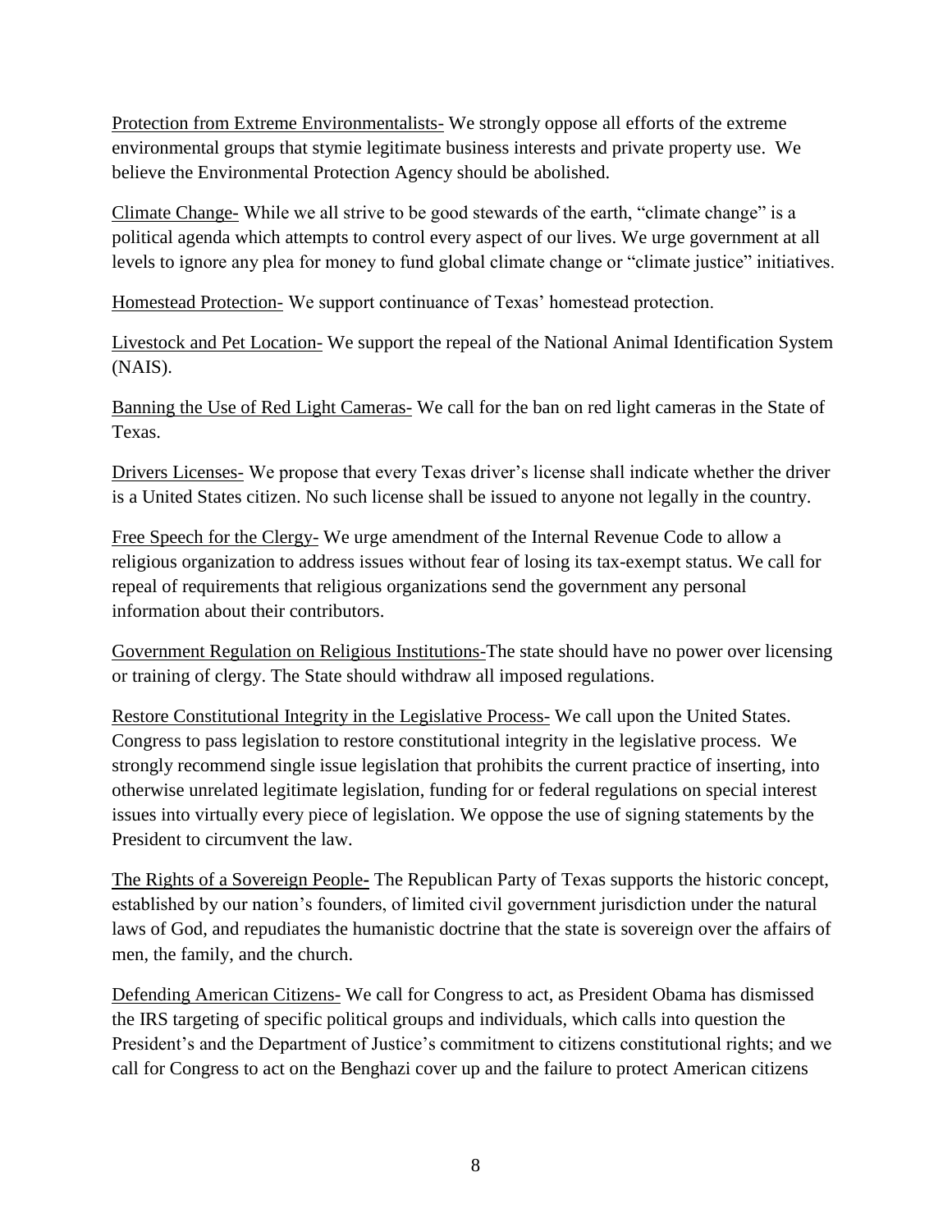Protection from Extreme Environmentalists- We strongly oppose all efforts of the extreme environmental groups that stymie legitimate business interests and private property use. We believe the Environmental Protection Agency should be abolished.

Climate Change- While we all strive to be good stewards of the earth, "climate change" is a political agenda which attempts to control every aspect of our lives. We urge government at all levels to ignore any plea for money to fund global climate change or "climate justice" initiatives.

Homestead Protection- We support continuance of Texas' homestead protection.

Livestock and Pet Location- We support the repeal of the National Animal Identification System (NAIS).

Banning the Use of Red Light Cameras- We call for the ban on red light cameras in the State of Texas.

Drivers Licenses- We propose that every Texas driver's license shall indicate whether the driver is a United States citizen. No such license shall be issued to anyone not legally in the country.

Free Speech for the Clergy- We urge amendment of the Internal Revenue Code to allow a religious organization to address issues without fear of losing its tax-exempt status. We call for repeal of requirements that religious organizations send the government any personal information about their contributors.

Government Regulation on Religious Institutions-The state should have no power over licensing or training of clergy. The State should withdraw all imposed regulations.

Restore Constitutional Integrity in the Legislative Process- We call upon the United States. Congress to pass legislation to restore constitutional integrity in the legislative process. We strongly recommend single issue legislation that prohibits the current practice of inserting, into otherwise unrelated legitimate legislation, funding for or federal regulations on special interest issues into virtually every piece of legislation. We oppose the use of signing statements by the President to circumvent the law.

The Rights of a Sovereign People- The Republican Party of Texas supports the historic concept, established by our nation's founders, of limited civil government jurisdiction under the natural laws of God, and repudiates the humanistic doctrine that the state is sovereign over the affairs of men, the family, and the church.

Defending American Citizens- We call for Congress to act, as President Obama has dismissed the IRS targeting of specific political groups and individuals, which calls into question the President's and the Department of Justice's commitment to citizens constitutional rights; and we call for Congress to act on the Benghazi cover up and the failure to protect American citizens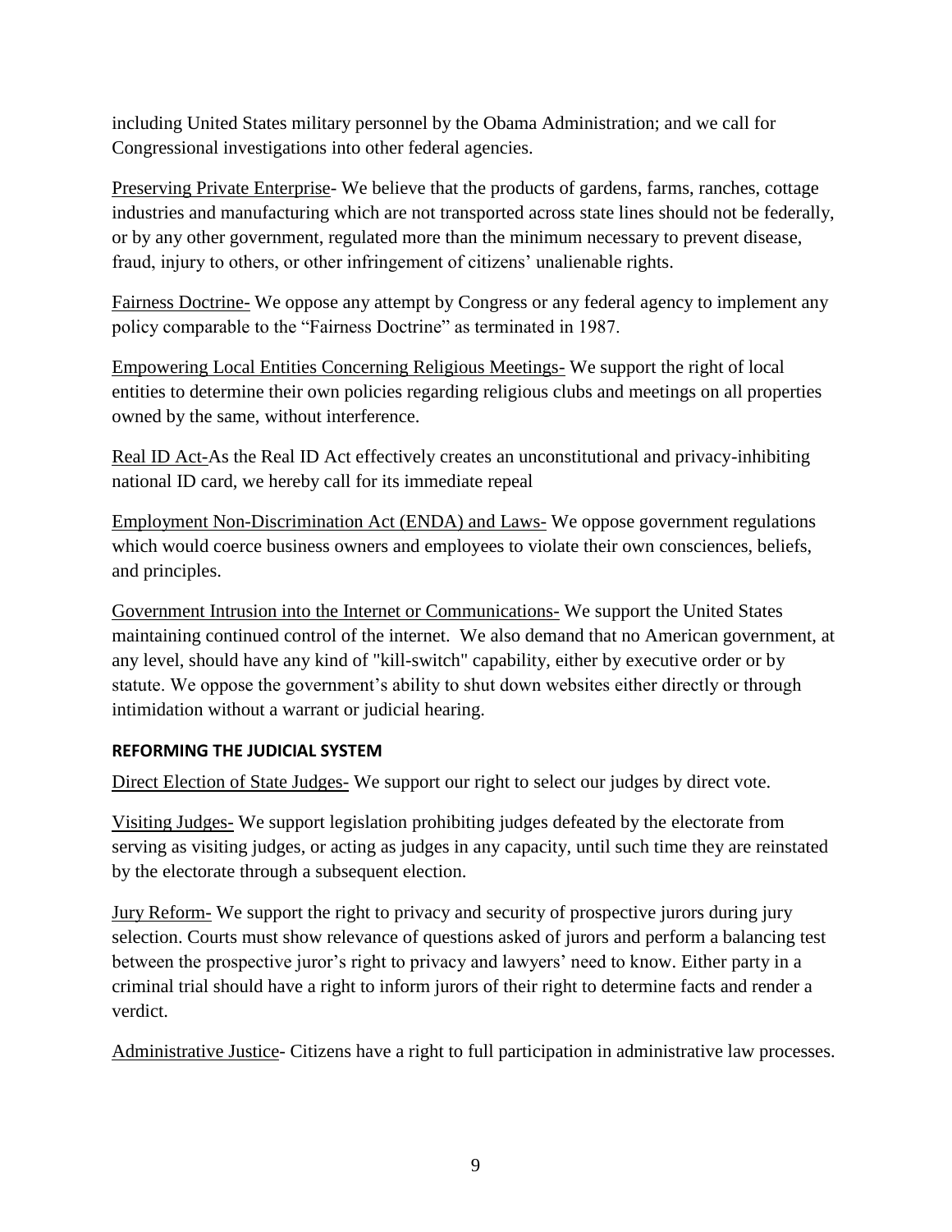including United States military personnel by the Obama Administration; and we call for Congressional investigations into other federal agencies.

<u>Preserving Private Enterprise</u>- We believe that the products of gardens, farms, ranches, cottage industries and manufacturing which are not transported across state lines should not be federally, or by any other government, regulated more than the minimum necessary to prevent disease, fraud, injury to others, or other infringement of citizens' unalienable rights.

<u>Fairness Doctrine-</u> We oppose any attempt by Congress or any federal agency to implement any policy comparable to the "Fairness Doctrine" as terminated in 1987.

<u>Empowering Local Entities Concerning Religious Meetings-</u> We support the right of local entities to determine their own policies regarding religious clubs and meetings on all properties owned by the same, without interference.

<u>Real ID Act-</u>As the Real ID Act effectively creates an unconstitutional and privacy-inhibiting national ID card, we hereby call for its immediate repeal

<u>Employment Non-Discrimination Act (ENDA) and Laws-</u> We oppose government regulations which would coerce business owners and employees to violate their own consciences, beliefs, and principles.

<u>Government Intrusion into the Internet or Communications-</u> We support the United States maintaining continued control of the internet. We also demand that no American government, at any level, should have any kind of "kill-switch" capability, either by executive order or by statute. We oppose the government's ability to shut down websites either directly or through intimidation without a warrant or judicial hearing.

### REFORMING THE JUDICIAL SYSTEM

<u>Direct Election of State Judges-</u> We support our right to select our judges by direct vote.

<u>Visiting Judges-</u> We support legislation prohibiting judges defeated by the electorate from serving as visiting judges, or acting as judges in any capacity, until such time they are reinstated by the electorate through a subsequent election.

<u>Jury Reform-</u> We support the right to privacy and security of prospective jurors during jury selection. Courts must show relevance of questions asked of jurors and perform a balancing test between the prospective juror's right to privacy and lawyers' need to know. Either party in a criminal trial should have a right to inform jurors of their right to determine facts and render a verdict.

<u>Administrative Justice</u>- Citizens have a right to full participation in administrative law processes.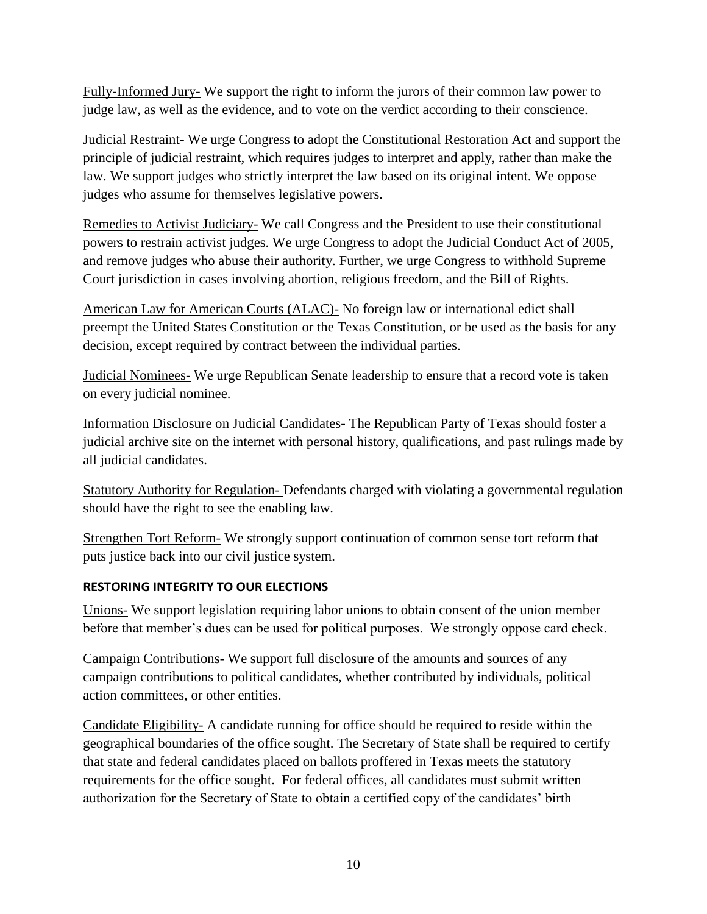Fully-Informed Jury- We support the right to inform the jurors of their common law power to judge law, as well as the evidence, and to vote on the verdict according to their conscience.

Judicial Restraint- We urge Congress to adopt the Constitutional Restoration Act and support the principle of judicial restraint, which requires judges to interpret and apply, rather than make the law. We support judges who strictly interpret the law based on its original intent. We oppose judges who assume for themselves legislative powers.

Remedies to Activist Judiciary- We call Congress and the President to use their constitutional powers to restrain activist judges. We urge Congress to adopt the Judicial Conduct Act of 2005, and remove judges who abuse their authority. Further, we urge Congress to withhold Supreme Court jurisdiction in cases involving abortion, religious freedom, and the Bill of Rights.

American Law for American Courts (ALAC)- No foreign law or international edict shall preempt the United States Constitution or the Texas Constitution, or be used as the basis for any decision, except required by contract between the individual parties.

Judicial Nominees- We urge Republican Senate leadership to ensure that a record vote is taken on every judicial nominee.

Information Disclosure on Judicial Candidates- The Republican Party of Texas should foster a judicial archive site on the internet with personal history, qualifications, and past rulings made by all judicial candidates.

Statutory Authority for Regulation- Defendants charged with violating a governmental regulation should have the right to see the enabling law.

Strengthen Tort Reform- We strongly support continuation of common sense tort reform that puts justice back into our civil justice system.

### RESTORING INTEGRITY TO OUR ELECTIONS

Unions- We support legislation requiring labor unions to obtain consent of the union member before that member's dues can be used for political purposes. We strongly oppose card check.

Campaign Contributions- We support full disclosure of the amounts and sources of any campaign contributions to political candidates, whether contributed by individuals, political action committees, or other entities.

Candidate Eligibility- A candidate running for office should be required to reside within the geographical boundaries of the office sought. The Secretary of State shall be required to certify that state and federal candidates placed on ballots proffered in Texas meets the statutory requirements for the office sought. For federal offices, all candidates must submit written authorization for the Secretary of State to obtain a certified copy of the candidates' birth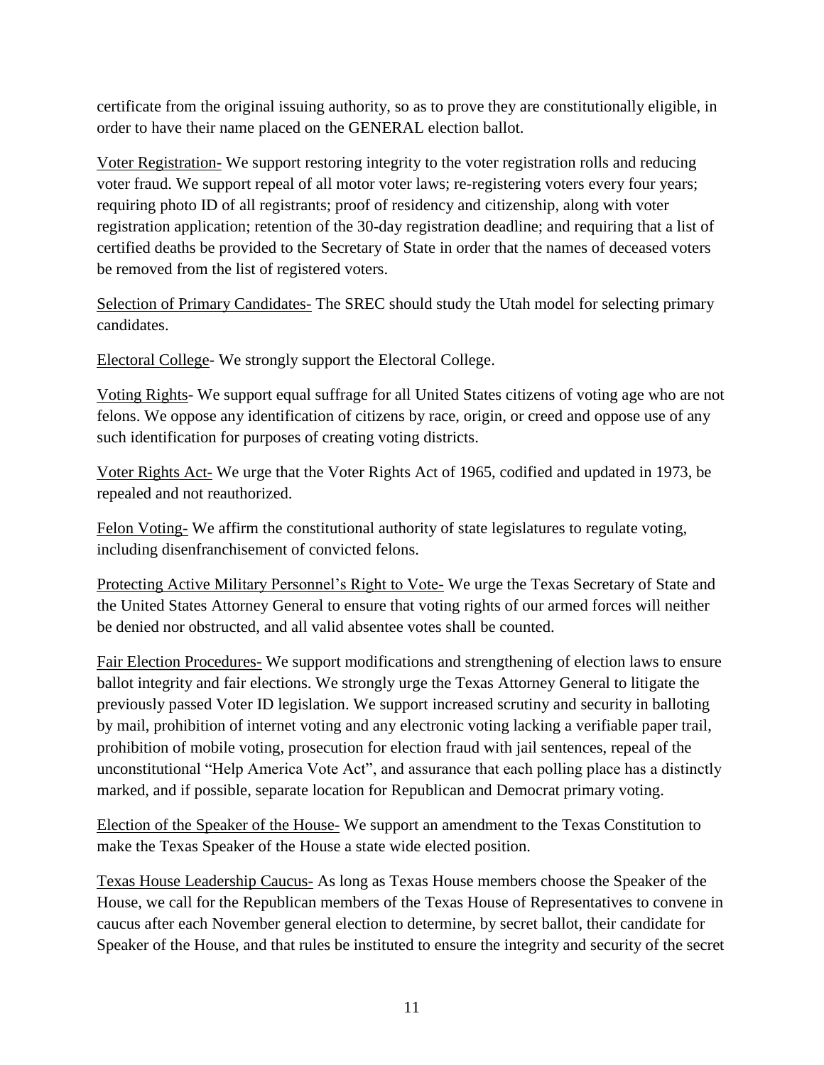certificate from the original issuing authority, so as to prove they are constitutionally eligible, in order to have their name placed on the GENERAL election ballot.

<u>Voter Registration-</u> We support restoring integrity to the voter registration rolls and reducing voter fraud. We support repeal of all motor voter laws; re-registering voters every four years; requiring photo ID of all registrants; proof of residency and citizenship, along with voter registration application; retention of the 30-day registration deadline; and requiring that a list of certified deaths be provided to the Secretary of State in order that the names of deceased voters be removed from the list of registered voters.

<u>Selection of Primary Candidates-</u> The SREC should study the Utah model for selecting primary candidates.

<u>Electoral College</u>- We strongly support the Electoral College.

<u>Voting Rights</u>- We support equal suffrage for all United States citizens of voting age who are not felons. We oppose any identification of citizens by race, origin, or creed and oppose use of any such identification for purposes of creating voting districts.

<u>Voter Rights Act-</u> We urge that the Voter Rights Act of 1965, codified and updated in 1973, be repealed and not reauthorized.

<u>Felon Voting-</u> We affirm the constitutional authority of state legislatures to regulate voting, including disenfranchisement of convicted felons.

<u>Protecting Active Military Personnel's Right to Vote-</u> We urge the Texas Secretary of State and the United States Attorney General to ensure that voting rights of our armed forces will neither be denied nor obstructed, and all valid absentee votes shall be counted.

<u>Fair Election Procedures-</u> We support modifications and strengthening of election laws to ensure ballot integrity and fair elections. We strongly urge the Texas Attorney General to litigate the previously passed Voter ID legislation. We support increased scrutiny and security in balloting by mail, prohibition of internet voting and any electronic voting lacking a verifiable paper trail, prohibition of mobile voting, prosecution for election fraud with jail sentences, repeal of the unconstitutional "Help America Vote Act", and assurance that each polling place has a distinctly marked, and if possible, separate location for Republican and Democrat primary voting.

<u>Election of the Speaker of the House-</u> We support an amendment to the Texas Constitution to make the Texas Speaker of the House a state wide elected position.

<u>Texas House Leadership Caucus-</u> As long as Texas House members choose the Speaker of the House, we call for the Republican members of the Texas House of Representatives to convene in caucus after each November general election to determine, by secret ballot, their candidate for Speaker of the House, and that rules be instituted to ensure the integrity and security of the secret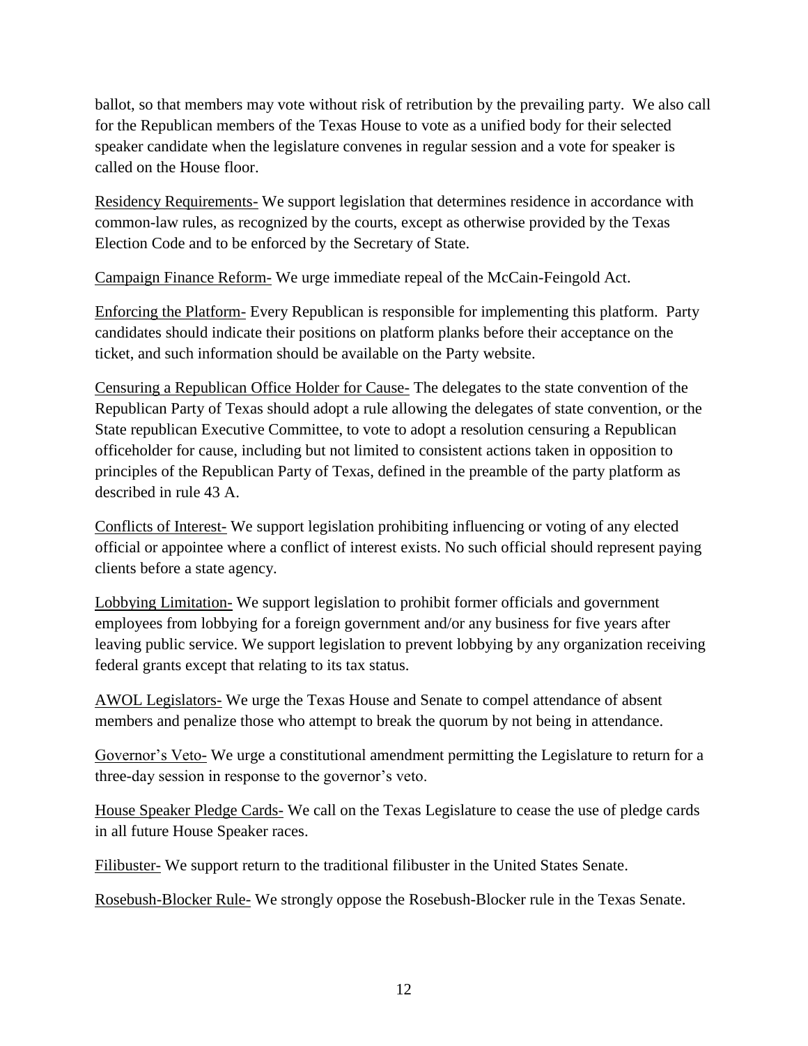ballot, so that members may vote without risk of retribution by the prevailing party. We also call for the Republican members of the Texas House to vote as a unified body for their selected speaker candidate when the legislature convenes in regular session and a vote for speaker is called on the House floor.

<u>Residency Requirements-</u> We support legislation that determines residence in accordance with common-law rules, as recognized by the courts, except as otherwise provided by the Texas Election Code and to be enforced by the Secretary of State.

<u>Campaign Finance Reform-</u> We urge immediate repeal of the McCain-Feingold Act.

<u>Enforcing the Platform-</u> Every Republican is responsible for implementing this platform. Party candidates should indicate their positions on platform planks before their acceptance on the ticket, and such information should be available on the Party website.

<u>Censuring a Republican Office Holder for Cause-</u> The delegates to the state convention of the Republican Party of Texas should adopt a rule allowing the delegates of state convention, or the State republican Executive Committee, to vote to adopt a resolution censuring a Republican officeholder for cause, including but not limited to consistent actions taken in opposition to principles of the Republican Party of Texas, defined in the preamble of the party platform as described in rule 43 A.

<u>Conflicts of Interest-</u> We support legislation prohibiting influencing or voting of any elected official or appointee where a conflict of interest exists. No such official should represent paying clients before a state agency.

<u>Lobbying Limitation-</u> We support legislation to prohibit former officials and government employees from lobbying for a foreign government and/or any business for five years after leaving public service. We support legislation to prevent lobbying by any organization receiving federal grants except that relating to its tax status.

<u>AWOL Legislators-</u> We urge the Texas House and Senate to compel attendance of absent members and penalize those who attempt to break the quorum by not being in attendance.

<u>Governor's Veto-</u> We urge a constitutional amendment permitting the Legislature to return for a three-day session in response to the governor's veto.

<u>House Speaker Pledge Cards-</u> We call on the Texas Legislature to cease the use of pledge cards in all future House Speaker races.

<u>Filibuster-</u> We support return to the traditional filibuster in the United States Senate.

<u>Rosebush-Blocker Rule-</u> We strongly oppose the Rosebush-Blocker rule in the Texas Senate.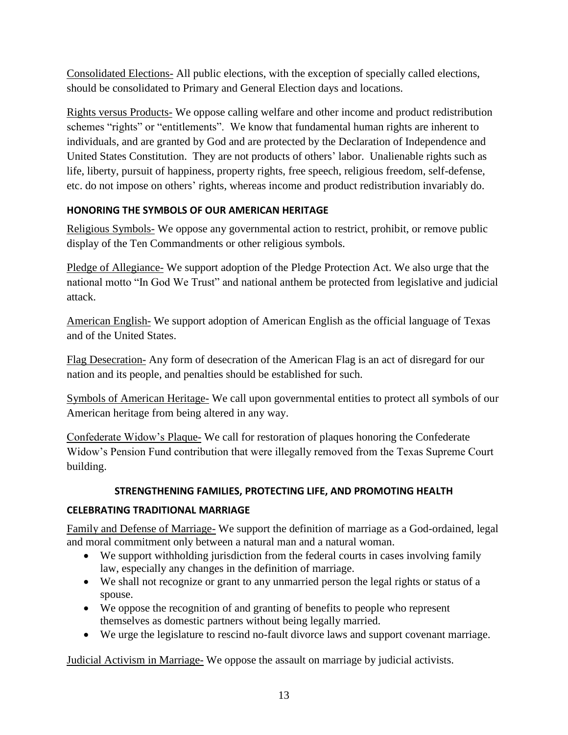Consolidated Elections- All public elections, with the exception of specially called elections, should be consolidated to Primary and General Election days and locations.

Rights versus Products- We oppose calling welfare and other income and product redistribution schemes "rights" or "entitlements". We know that fundamental human rights are inherent to individuals, and are granted by God and are protected by the Declaration of Independence and United States Constitution. They are not products of others' labor. Unalienable rights such as life, liberty, pursuit of happiness, property rights, free speech, religious freedom, self-defense, etc. do not impose on others' rights, whereas income and product redistribution invariably do.

### HONORING THE SYMBOLS OF OUR AMERICAN HERITAGE

Religious Symbols- We oppose any governmental action to restrict, prohibit, or remove public display of the Ten Commandments or other religious symbols.

Pledge of Allegiance- We support adoption of the Pledge Protection Act. We also urge that the national motto "In God We Trust" and national anthem be protected from legislative and judicial attack.

American English- We support adoption of American English as the official language of Texas and of the United States.

Flag Desecration- Any form of desecration of the American Flag is an act of disregard for our nation and its people, and penalties should be established for such.

Symbols of American Heritage- We call upon governmental entities to protect all symbols of our American heritage from being altered in any way.

Confederate Widow's Plaque- We call for restoration of plaques honoring the Confederate Widow's Pension Fund contribution that were illegally removed from the Texas Supreme Court building.

## STRENGTHENING FAMILIES, PROTECTING LIFE, AND PROMOTING HEALTH

### CELEBRATING TRADITIONAL MARRIAGE

Family and Defense of Marriage- We support the definition of marriage as a God-ordained, legal and moral commitment only between a natural man and a natural woman.

- We support withholding jurisdiction from the federal courts in cases involving family law, especially any changes in the definition of marriage.
- We shall not recognize or grant to any unmarried person the legal rights or status of a spouse.
- We oppose the recognition of and granting of benefits to people who represent themselves as domestic partners without being legally married.
- We urge the legislature to rescind no-fault divorce laws and support covenant marriage.

Judicial Activism in Marriage- We oppose the assault on marriage by judicial activists.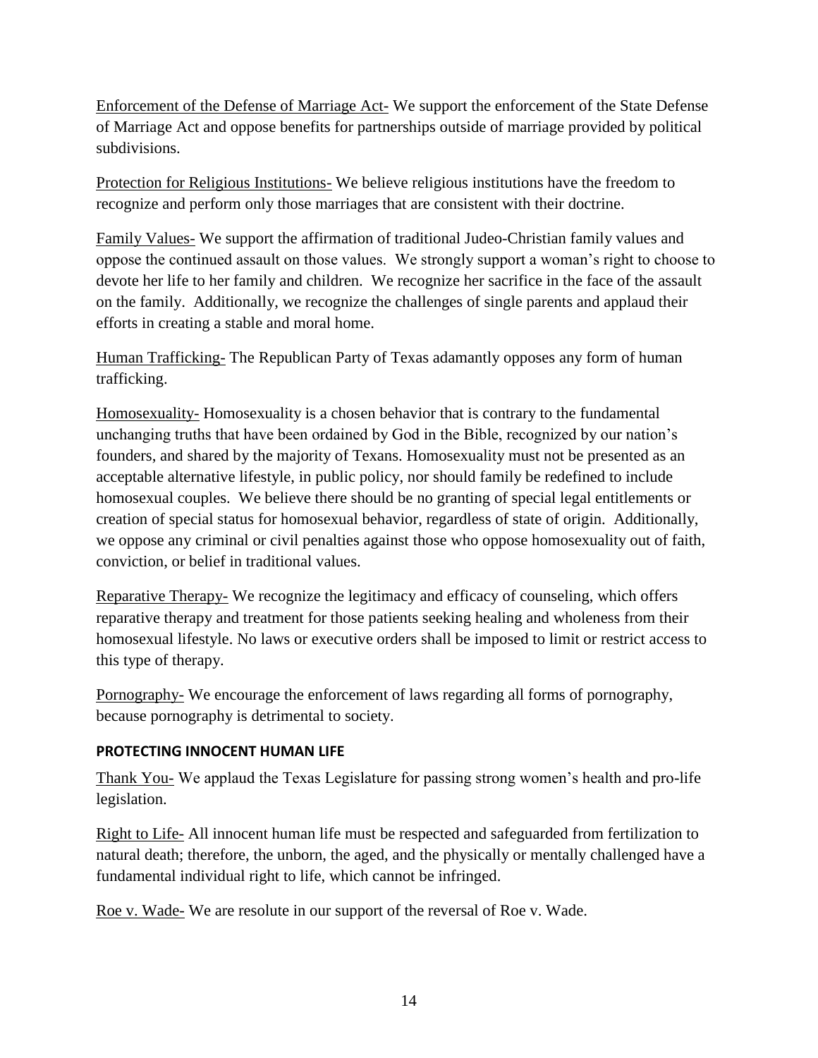Enforcement of the Defense of Marriage Act- We support the enforcement of the State Defense of Marriage Act and oppose benefits for partnerships outside of marriage provided by political subdivisions.

Protection for Religious Institutions- We believe religious institutions have the freedom to recognize and perform only those marriages that are consistent with their doctrine.

Family Values- We support the affirmation of traditional Judeo-Christian family values and oppose the continued assault on those values. We strongly support a woman's right to choose to devote her life to her family and children. We recognize her sacrifice in the face of the assault on the family. Additionally, we recognize the challenges of single parents and applaud their efforts in creating a stable and moral home.

Human Trafficking- The Republican Party of Texas adamantly opposes any form of human trafficking.

Homosexuality- Homosexuality is a chosen behavior that is contrary to the fundamental unchanging truths that have been ordained by God in the Bible, recognized by our nation's founders, and shared by the majority of Texans. Homosexuality must not be presented as an acceptable alternative lifestyle, in public policy, nor should family be redefined to include homosexual couples. We believe there should be no granting of special legal entitlements or creation of special status for homosexual behavior, regardless of state of origin. Additionally, we oppose any criminal or civil penalties against those who oppose homosexuality out of faith, conviction, or belief in traditional values.

Reparative Therapy- We recognize the legitimacy and efficacy of counseling, which offers reparative therapy and treatment for those patients seeking healing and wholeness from their homosexual lifestyle. No laws or executive orders shall be imposed to limit or restrict access to this type of therapy.

Pornography- We encourage the enforcement of laws regarding all forms of pornography, because pornography is detrimental to society.

**PROTECTING INNOCENT HUMAN LIFE**

Thank You- We applaud the Texas Legislature for passing strong women's health and pro-life legislation.

Right to Life- All innocent human life must be respected and safeguarded from fertilization to natural death; therefore, the unborn, the aged, and the physically or mentally challenged have a fundamental individual right to life, which cannot be infringed.

Roe v. Wade- We are resolute in our support of the reversal of Roe v. Wade.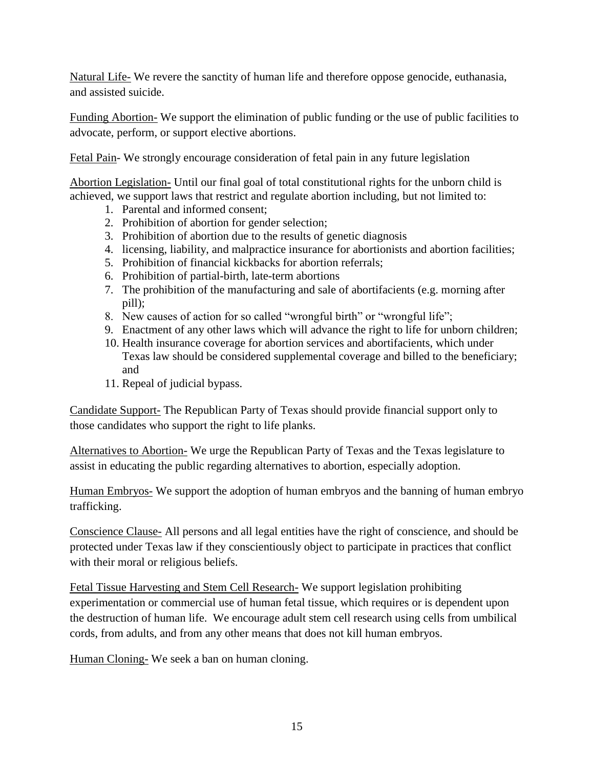Natural Life- We revere the sanctity of human life and therefore oppose genocide, euthanasia, and assisted suicide.

Funding Abortion- We support the elimination of public funding or the use of public facilities to advocate, perform, or support elective abortions.

Fetal Pain- We strongly encourage consideration of fetal pain in any future legislation

Abortion Legislation- Until our final goal of total constitutional rights for the unborn child is achieved, we support laws that restrict and regulate abortion including, but not limited to:

1. Parental and informed consent;
2. Prohibition of abortion for gender selection;
3. Prohibition of abortion due to the results of genetic diagnosis
4. licensing, liability, and malpractice insurance for abortionists and abortion facilities;
5. Prohibition of financial kickbacks for abortion referrals;
6. Prohibition of partial-birth, late-term abortions
7. The prohibition of the manufacturing and sale of abortifacients (e.g. morning after pill);
8. New causes of action for so called "wrongful birth" or "wrongful life";
9. Enactment of any other laws which will advance the right to life for unborn children;
10. Health insurance coverage for abortion services and abortifacients, which under Texas law should be considered supplemental coverage and billed to the beneficiary; and
11. Repeal of judicial bypass.

Candidate Support- The Republican Party of Texas should provide financial support only to those candidates who support the right to life planks.

Alternatives to Abortion- We urge the Republican Party of Texas and the Texas legislature to assist in educating the public regarding alternatives to abortion, especially adoption.

Human Embryos- We support the adoption of human embryos and the banning of human embryo trafficking.

Conscience Clause- All persons and all legal entities have the right of conscience, and should be protected under Texas law if they conscientiously object to participate in practices that conflict with their moral or religious beliefs.

Fetal Tissue Harvesting and Stem Cell Research- We support legislation prohibiting experimentation or commercial use of human fetal tissue, which requires or is dependent upon the destruction of human life. We encourage adult stem cell research using cells from umbilical cords, from adults, and from any other means that does not kill human embryos.

Human Cloning- We seek a ban on human cloning.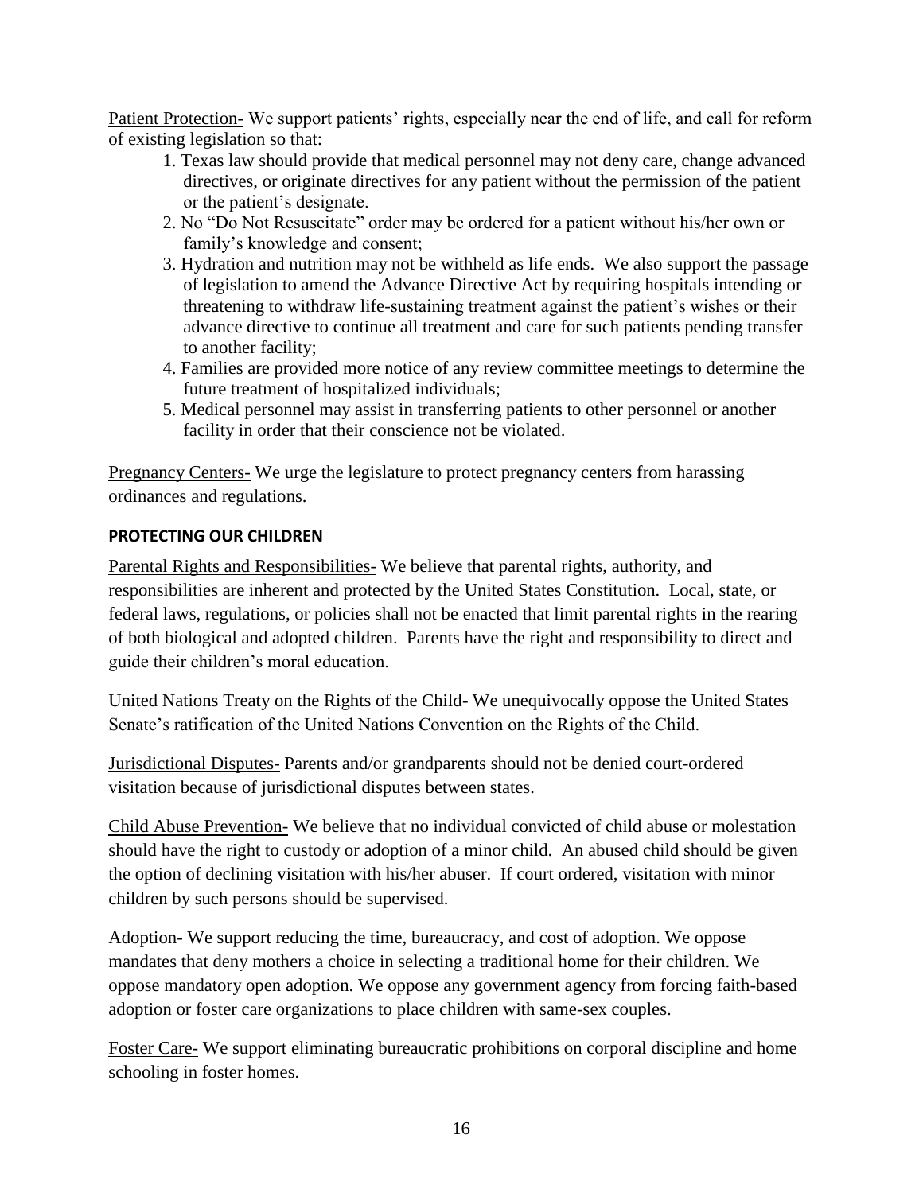Patient Protection- We support patients' rights, especially near the end of life, and call for reform of existing legislation so that:

1. Texas law should provide that medical personnel may not deny care, change advanced directives, or originate directives for any patient without the permission of the patient or the patient's designate.
2. No "Do Not Resuscitate" order may be ordered for a patient without his/her own or family's knowledge and consent;
3. Hydration and nutrition may not be withheld as life ends. We also support the passage of legislation to amend the Advance Directive Act by requiring hospitals intending or threatening to withdraw life-sustaining treatment against the patient's wishes or their advance directive to continue all treatment and care for such patients pending transfer to another facility;
4. Families are provided more notice of any review committee meetings to determine the future treatment of hospitalized individuals;
5. Medical personnel may assist in transferring patients to other personnel or another facility in order that their conscience not be violated.

Pregnancy Centers- We urge the legislature to protect pregnancy centers from harassing ordinances and regulations.

**PROTECTING OUR CHILDREN**

Parental Rights and Responsibilities- We believe that parental rights, authority, and responsibilities are inherent and protected by the United States Constitution. Local, state, or federal laws, regulations, or policies shall not be enacted that limit parental rights in the rearing of both biological and adopted children. Parents have the right and responsibility to direct and guide their children's moral education.

United Nations Treaty on the Rights of the Child- We unequivocally oppose the United States Senate's ratification of the United Nations Convention on the Rights of the Child.

Jurisdictional Disputes- Parents and/or grandparents should not be denied court-ordered visitation because of jurisdictional disputes between states.

Child Abuse Prevention- We believe that no individual convicted of child abuse or molestation should have the right to custody or adoption of a minor child. An abused child should be given the option of declining visitation with his/her abuser. If court ordered, visitation with minor children by such persons should be supervised.

Adoption- We support reducing the time, bureaucracy, and cost of adoption. We oppose mandates that deny mothers a choice in selecting a traditional home for their children. We oppose mandatory open adoption. We oppose any government agency from forcing faith-based adoption or foster care organizations to place children with same-sex couples.

Foster Care- We support eliminating bureaucratic prohibitions on corporal discipline and home schooling in foster homes.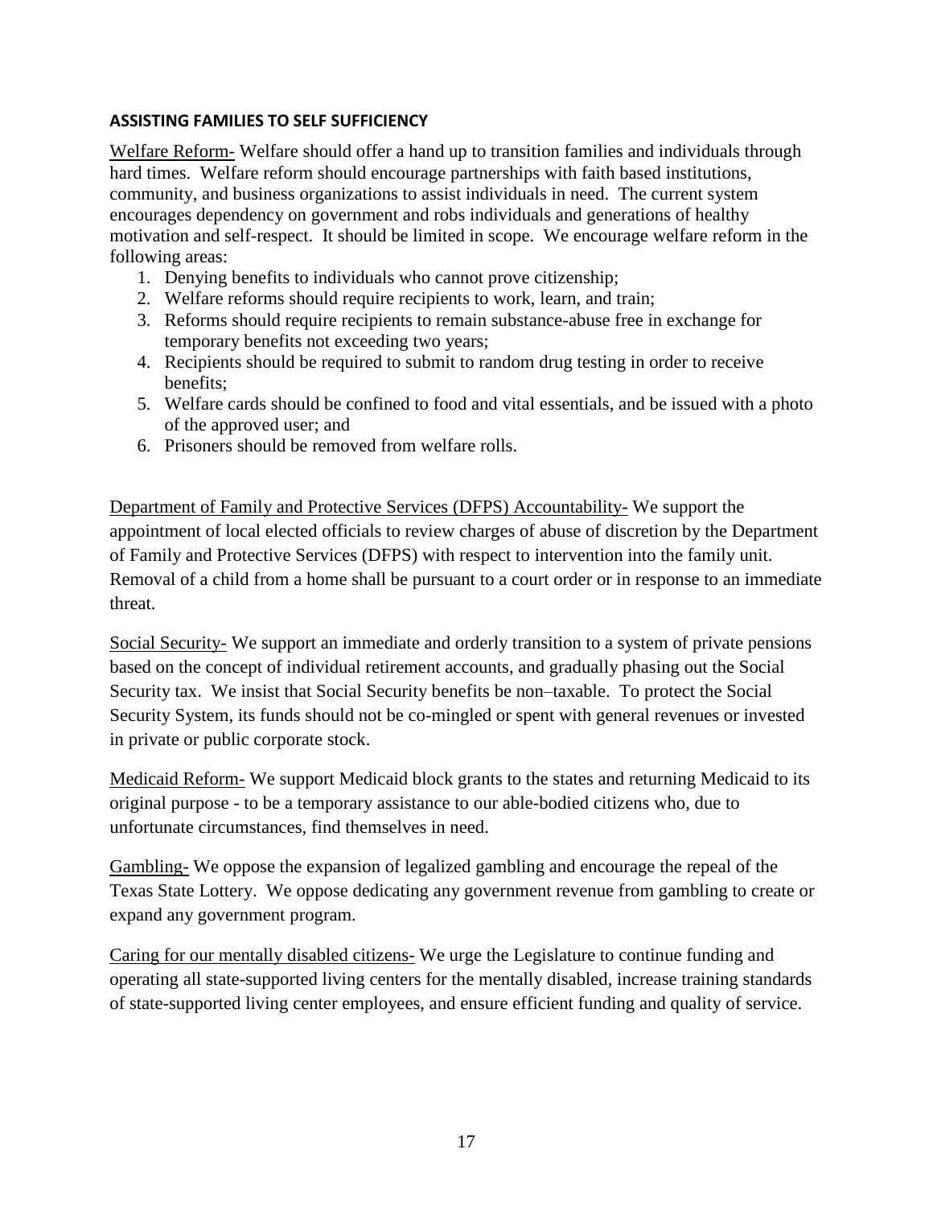## ASSISTING FAMILIES TO SELF SUFFICIENCY

Welfare Reform- Welfare should offer a hand up to transition families and individuals through hard times. Welfare reform should encourage partnerships with faith based institutions, community, and business organizations to assist individuals in need. The current system encourages dependency on government and robs individuals and generations of healthy motivation and self-respect. It should be limited in scope. We encourage welfare reform in the following areas:

1. Denying benefits to individuals who cannot prove citizenship;
2. Welfare reforms should require recipients to work, learn, and train;
3. Reforms should require recipients to remain substance-abuse free in exchange for temporary benefits not exceeding two years;
4. Recipients should be required to submit to random drug testing in order to receive benefits;
5. Welfare cards should be confined to food and vital essentials, and be issued with a photo of the approved user; and
6. Prisoners should be removed from welfare rolls.

Department of Family and Protective Services (DFPS) Accountability- We support the appointment of local elected officials to review charges of abuse of discretion by the Department of Family and Protective Services (DFPS) with respect to intervention into the family unit. Removal of a child from a home shall be pursuant to a court order or in response to an immediate threat.

Social Security- We support an immediate and orderly transition to a system of private pensions based on the concept of individual retirement accounts, and gradually phasing out the Social Security tax. We insist that Social Security benefits be non–taxable. To protect the Social Security System, its funds should not be co-mingled or spent with general revenues or invested in private or public corporate stock.

Medicaid Reform- We support Medicaid block grants to the states and returning Medicaid to its original purpose - to be a temporary assistance to our able-bodied citizens who, due to unfortunate circumstances, find themselves in need.

Gambling- We oppose the expansion of legalized gambling and encourage the repeal of the Texas State Lottery. We oppose dedicating any government revenue from gambling to create or expand any government program.

Caring for our mentally disabled citizens- We urge the Legislature to continue funding and operating all state-supported living centers for the mentally disabled, increase training standards of state-supported living center employees, and ensure efficient funding and quality of service.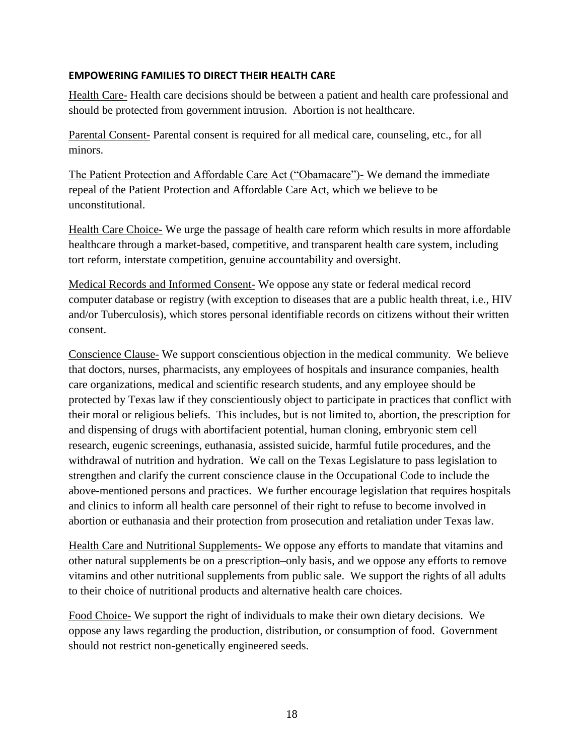**EMPOWERING FAMILIES TO DIRECT THEIR HEALTH CARE**

Health Care- Health care decisions should be between a patient and health care professional and should be protected from government intrusion. Abortion is not healthcare.

Parental Consent- Parental consent is required for all medical care, counseling, etc., for all minors.

The Patient Protection and Affordable Care Act ("Obamacare")- We demand the immediate repeal of the Patient Protection and Affordable Care Act, which we believe to be unconstitutional.

Health Care Choice- We urge the passage of health care reform which results in more affordable healthcare through a market-based, competitive, and transparent health care system, including tort reform, interstate competition, genuine accountability and oversight.

Medical Records and Informed Consent- We oppose any state or federal medical record computer database or registry (with exception to diseases that are a public health threat, i.e., HIV and/or Tuberculosis), which stores personal identifiable records on citizens without their written consent.

Conscience Clause- We support conscientious objection in the medical community. We believe that doctors, nurses, pharmacists, any employees of hospitals and insurance companies, health care organizations, medical and scientific research students, and any employee should be protected by Texas law if they conscientiously object to participate in practices that conflict with their moral or religious beliefs. This includes, but is not limited to, abortion, the prescription for and dispensing of drugs with abortifacient potential, human cloning, embryonic stem cell research, eugenic screenings, euthanasia, assisted suicide, harmful futile procedures, and the withdrawal of nutrition and hydration. We call on the Texas Legislature to pass legislation to strengthen and clarify the current conscience clause in the Occupational Code to include the above-mentioned persons and practices. We further encourage legislation that requires hospitals and clinics to inform all health care personnel of their right to refuse to become involved in abortion or euthanasia and their protection from prosecution and retaliation under Texas law.

Health Care and Nutritional Supplements- We oppose any efforts to mandate that vitamins and other natural supplements be on a prescription–only basis, and we oppose any efforts to remove vitamins and other nutritional supplements from public sale. We support the rights of all adults to their choice of nutritional products and alternative health care choices.

Food Choice- We support the right of individuals to make their own dietary decisions. We oppose any laws regarding the production, distribution, or consumption of food. Government should not restrict non-genetically engineered seeds.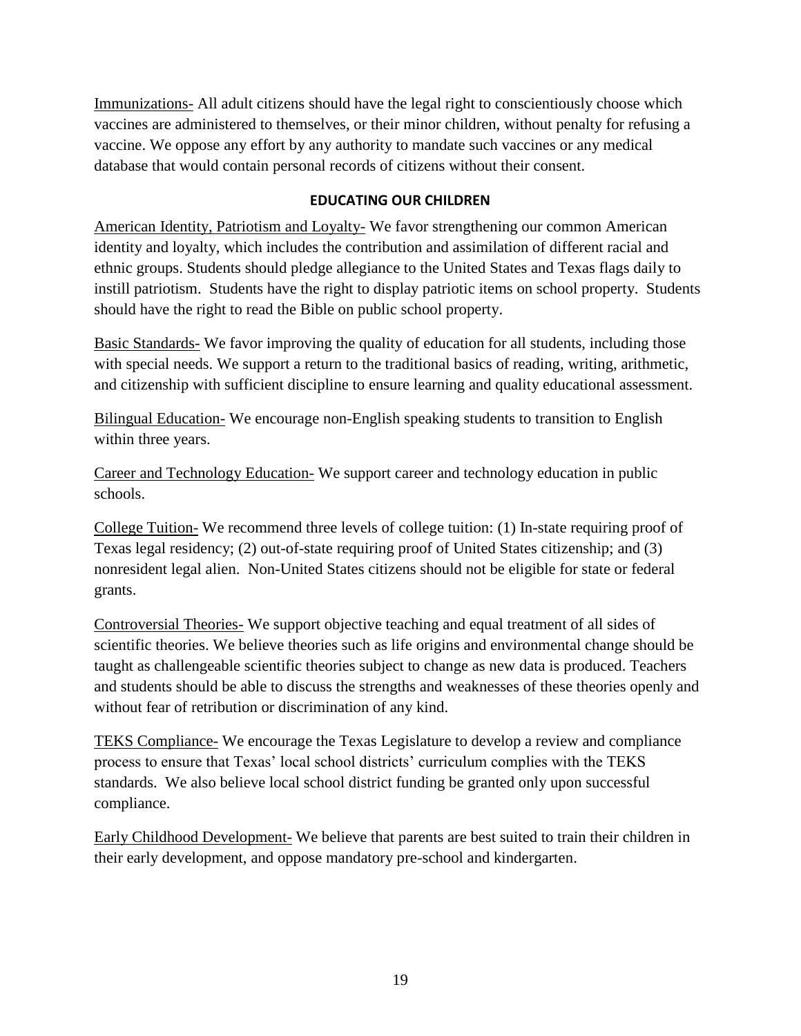<u>Immunizations-</u> All adult citizens should have the legal right to conscientiously choose which vaccines are administered to themselves, or their minor children, without penalty for refusing a vaccine. We oppose any effort by any authority to mandate such vaccines or any medical database that would contain personal records of citizens without their consent.

## EDUCATING OUR CHILDREN

<u>American Identity, Patriotism and Loyalty-</u> We favor strengthening our common American identity and loyalty, which includes the contribution and assimilation of different racial and ethnic groups. Students should pledge allegiance to the United States and Texas flags daily to instill patriotism. Students have the right to display patriotic items on school property. Students should have the right to read the Bible on public school property.

<u>Basic Standards-</u> We favor improving the quality of education for all students, including those with special needs. We support a return to the traditional basics of reading, writing, arithmetic, and citizenship with sufficient discipline to ensure learning and quality educational assessment.

<u>Bilingual Education-</u> We encourage non-English speaking students to transition to English within three years.

<u>Career and Technology Education-</u> We support career and technology education in public schools.

<u>College Tuition-</u> We recommend three levels of college tuition: (1) In-state requiring proof of Texas legal residency; (2) out-of-state requiring proof of United States citizenship; and (3) nonresident legal alien. Non-United States citizens should not be eligible for state or federal grants.

<u>Controversial Theories-</u> We support objective teaching and equal treatment of all sides of scientific theories. We believe theories such as life origins and environmental change should be taught as challengeable scientific theories subject to change as new data is produced. Teachers and students should be able to discuss the strengths and weaknesses of these theories openly and without fear of retribution or discrimination of any kind.

<u>TEKS Compliance-</u> We encourage the Texas Legislature to develop a review and compliance process to ensure that Texas' local school districts' curriculum complies with the TEKS standards. We also believe local school district funding be granted only upon successful compliance.

<u>Early Childhood Development-</u> We believe that parents are best suited to train their children in their early development, and oppose mandatory pre-school and kindergarten.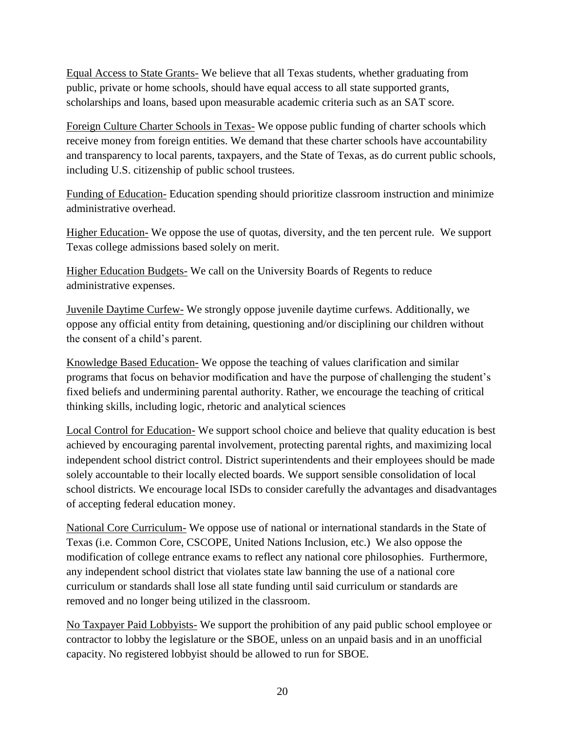<u>Equal Access to State Grants-</u> We believe that all Texas students, whether graduating from public, private or home schools, should have equal access to all state supported grants, scholarships and loans, based upon measurable academic criteria such as an SAT score.

<u>Foreign Culture Charter Schools in Texas-</u> We oppose public funding of charter schools which receive money from foreign entities. We demand that these charter schools have accountability and transparency to local parents, taxpayers, and the State of Texas, as do current public schools, including U.S. citizenship of public school trustees.

<u>Funding of Education-</u> Education spending should prioritize classroom instruction and minimize administrative overhead.

<u>Higher Education-</u> We oppose the use of quotas, diversity, and the ten percent rule. We support Texas college admissions based solely on merit.

<u>Higher Education Budgets-</u> We call on the University Boards of Regents to reduce administrative expenses.

<u>Juvenile Daytime Curfew-</u> We strongly oppose juvenile daytime curfews. Additionally, we oppose any official entity from detaining, questioning and/or disciplining our children without the consent of a child's parent.

<u>Knowledge Based Education-</u> We oppose the teaching of values clarification and similar programs that focus on behavior modification and have the purpose of challenging the student's fixed beliefs and undermining parental authority. Rather, we encourage the teaching of critical thinking skills, including logic, rhetoric and analytical sciences

<u>Local Control for Education-</u> We support school choice and believe that quality education is best achieved by encouraging parental involvement, protecting parental rights, and maximizing local independent school district control. District superintendents and their employees should be made solely accountable to their locally elected boards. We support sensible consolidation of local school districts. We encourage local ISDs to consider carefully the advantages and disadvantages of accepting federal education money.

<u>National Core Curriculum-</u> We oppose use of national or international standards in the State of Texas (i.e. Common Core, CSCOPE, United Nations Inclusion, etc.) We also oppose the modification of college entrance exams to reflect any national core philosophies. Furthermore, any independent school district that violates state law banning the use of a national core curriculum or standards shall lose all state funding until said curriculum or standards are removed and no longer being utilized in the classroom.

<u>No Taxpayer Paid Lobbyists-</u> We support the prohibition of any paid public school employee or contractor to lobby the legislature or the SBOE, unless on an unpaid basis and in an unofficial capacity. No registered lobbyist should be allowed to run for SBOE.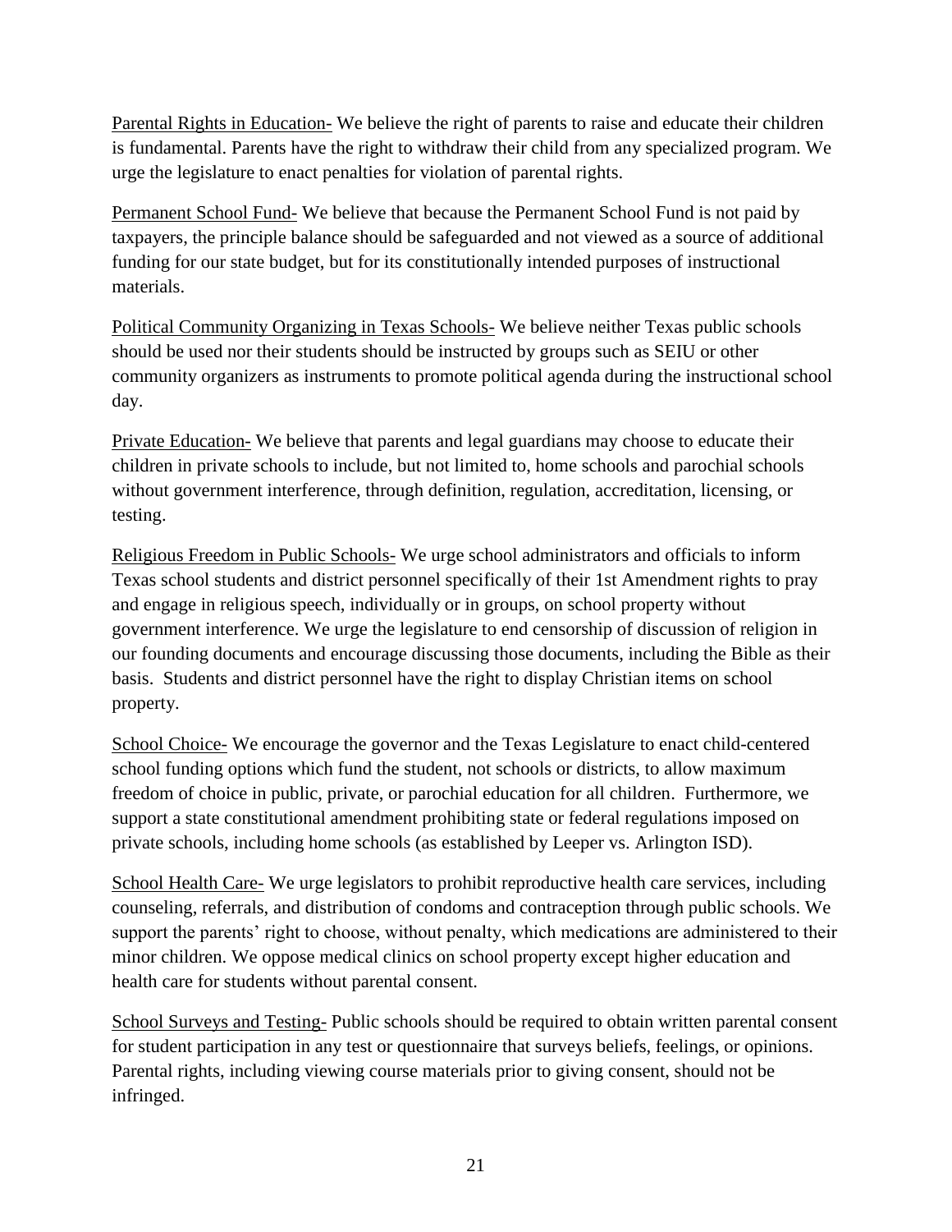<u>Parental Rights in Education-</u> We believe the right of parents to raise and educate their children is fundamental. Parents have the right to withdraw their child from any specialized program. We urge the legislature to enact penalties for violation of parental rights.

<u>Permanent School Fund-</u> We believe that because the Permanent School Fund is not paid by taxpayers, the principle balance should be safeguarded and not viewed as a source of additional funding for our state budget, but for its constitutionally intended purposes of instructional materials.

<u>Political Community Organizing in Texas Schools-</u> We believe neither Texas public schools should be used nor their students should be instructed by groups such as SEIU or other community organizers as instruments to promote political agenda during the instructional school day.

<u>Private Education-</u> We believe that parents and legal guardians may choose to educate their children in private schools to include, but not limited to, home schools and parochial schools without government interference, through definition, regulation, accreditation, licensing, or testing.

<u>Religious Freedom in Public Schools-</u> We urge school administrators and officials to inform Texas school students and district personnel specifically of their 1st Amendment rights to pray and engage in religious speech, individually or in groups, on school property without government interference. We urge the legislature to end censorship of discussion of religion in our founding documents and encourage discussing those documents, including the Bible as their basis. Students and district personnel have the right to display Christian items on school property.

<u>School Choice-</u> We encourage the governor and the Texas Legislature to enact child-centered school funding options which fund the student, not schools or districts, to allow maximum freedom of choice in public, private, or parochial education for all children. Furthermore, we support a state constitutional amendment prohibiting state or federal regulations imposed on private schools, including home schools (as established by Leeper vs. Arlington ISD).

<u>School Health Care-</u> We urge legislators to prohibit reproductive health care services, including counseling, referrals, and distribution of condoms and contraception through public schools. We support the parents' right to choose, without penalty, which medications are administered to their minor children. We oppose medical clinics on school property except higher education and health care for students without parental consent.

<u>School Surveys and Testing-</u> Public schools should be required to obtain written parental consent for student participation in any test or questionnaire that surveys beliefs, feelings, or opinions. Parental rights, including viewing course materials prior to giving consent, should not be infringed.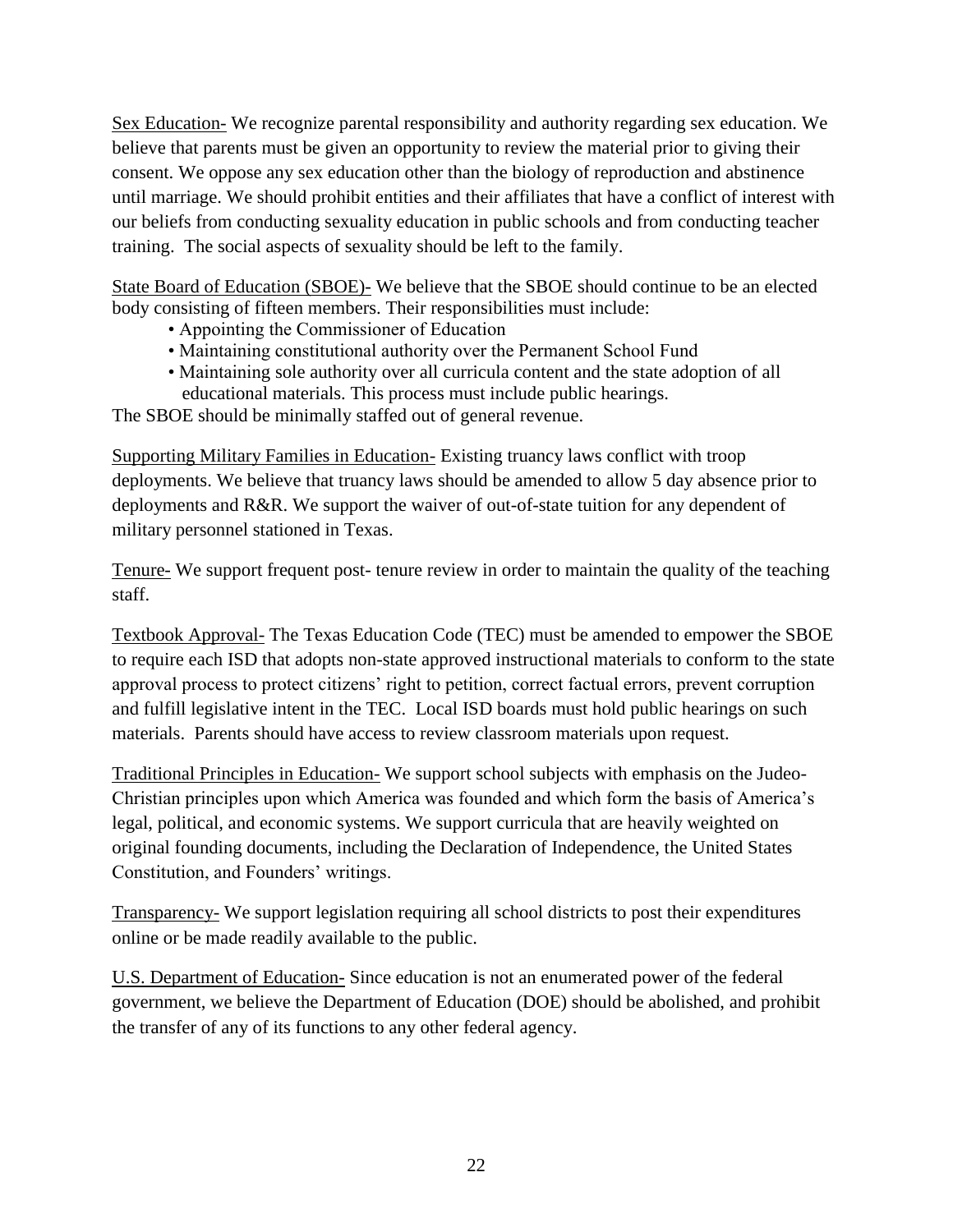<u>Sex Education-</u> We recognize parental responsibility and authority regarding sex education. We believe that parents must be given an opportunity to review the material prior to giving their consent. We oppose any sex education other than the biology of reproduction and abstinence until marriage. We should prohibit entities and their affiliates that have a conflict of interest with our beliefs from conducting sexuality education in public schools and from conducting teacher training. The social aspects of sexuality should be left to the family.

<u>State Board of Education (SBOE)-</u> We believe that the SBOE should continue to be an elected body consisting of fifteen members. Their responsibilities must include:

- Appointing the Commissioner of Education
- Maintaining constitutional authority over the Permanent School Fund
- Maintaining sole authority over all curricula content and the state adoption of all educational materials. This process must include public hearings.

The SBOE should be minimally staffed out of general revenue.

<u>Supporting Military Families in Education-</u> Existing truancy laws conflict with troop deployments. We believe that truancy laws should be amended to allow 5 day absence prior to deployments and R&R. We support the waiver of out-of-state tuition for any dependent of military personnel stationed in Texas.

<u>Tenure-</u> We support frequent post- tenure review in order to maintain the quality of the teaching staff.

<u>Textbook Approval-</u> The Texas Education Code (TEC) must be amended to empower the SBOE to require each ISD that adopts non-state approved instructional materials to conform to the state approval process to protect citizens' right to petition, correct factual errors, prevent corruption and fulfill legislative intent in the TEC. Local ISD boards must hold public hearings on such materials. Parents should have access to review classroom materials upon request.

<u>Traditional Principles in Education-</u> We support school subjects with emphasis on the Judeo-Christian principles upon which America was founded and which form the basis of America's legal, political, and economic systems. We support curricula that are heavily weighted on original founding documents, including the Declaration of Independence, the United States Constitution, and Founders' writings.

<u>Transparency-</u> We support legislation requiring all school districts to post their expenditures online or be made readily available to the public.

<u>U.S. Department of Education-</u> Since education is not an enumerated power of the federal government, we believe the Department of Education (DOE) should be abolished, and prohibit the transfer of any of its functions to any other federal agency.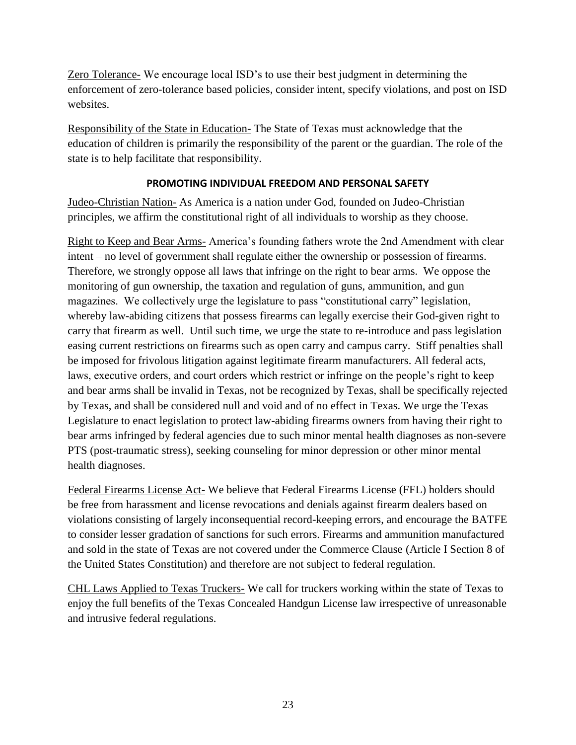Zero Tolerance- We encourage local ISD's to use their best judgment in determining the enforcement of zero-tolerance based policies, consider intent, specify violations, and post on ISD websites.

Responsibility of the State in Education- The State of Texas must acknowledge that the education of children is primarily the responsibility of the parent or the guardian. The role of the state is to help facilitate that responsibility.

## PROMOTING INDIVIDUAL FREEDOM AND PERSONAL SAFETY

Judeo-Christian Nation- As America is a nation under God, founded on Judeo-Christian principles, we affirm the constitutional right of all individuals to worship as they choose.

Right to Keep and Bear Arms- America's founding fathers wrote the 2nd Amendment with clear intent – no level of government shall regulate either the ownership or possession of firearms. Therefore, we strongly oppose all laws that infringe on the right to bear arms. We oppose the monitoring of gun ownership, the taxation and regulation of guns, ammunition, and gun magazines. We collectively urge the legislature to pass "constitutional carry" legislation, whereby law-abiding citizens that possess firearms can legally exercise their God-given right to carry that firearm as well. Until such time, we urge the state to re-introduce and pass legislation easing current restrictions on firearms such as open carry and campus carry. Stiff penalties shall be imposed for frivolous litigation against legitimate firearm manufacturers. All federal acts, laws, executive orders, and court orders which restrict or infringe on the people's right to keep and bear arms shall be invalid in Texas, not be recognized by Texas, shall be specifically rejected by Texas, and shall be considered null and void and of no effect in Texas. We urge the Texas Legislature to enact legislation to protect law-abiding firearms owners from having their right to bear arms infringed by federal agencies due to such minor mental health diagnoses as non-severe PTS (post-traumatic stress), seeking counseling for minor depression or other minor mental health diagnoses.

Federal Firearms License Act- We believe that Federal Firearms License (FFL) holders should be free from harassment and license revocations and denials against firearm dealers based on violations consisting of largely inconsequential record-keeping errors, and encourage the BATFE to consider lesser gradation of sanctions for such errors. Firearms and ammunition manufactured and sold in the state of Texas are not covered under the Commerce Clause (Article I Section 8 of the United States Constitution) and therefore are not subject to federal regulation.

CHL Laws Applied to Texas Truckers- We call for truckers working within the state of Texas to enjoy the full benefits of the Texas Concealed Handgun License law irrespective of unreasonable and intrusive federal regulations.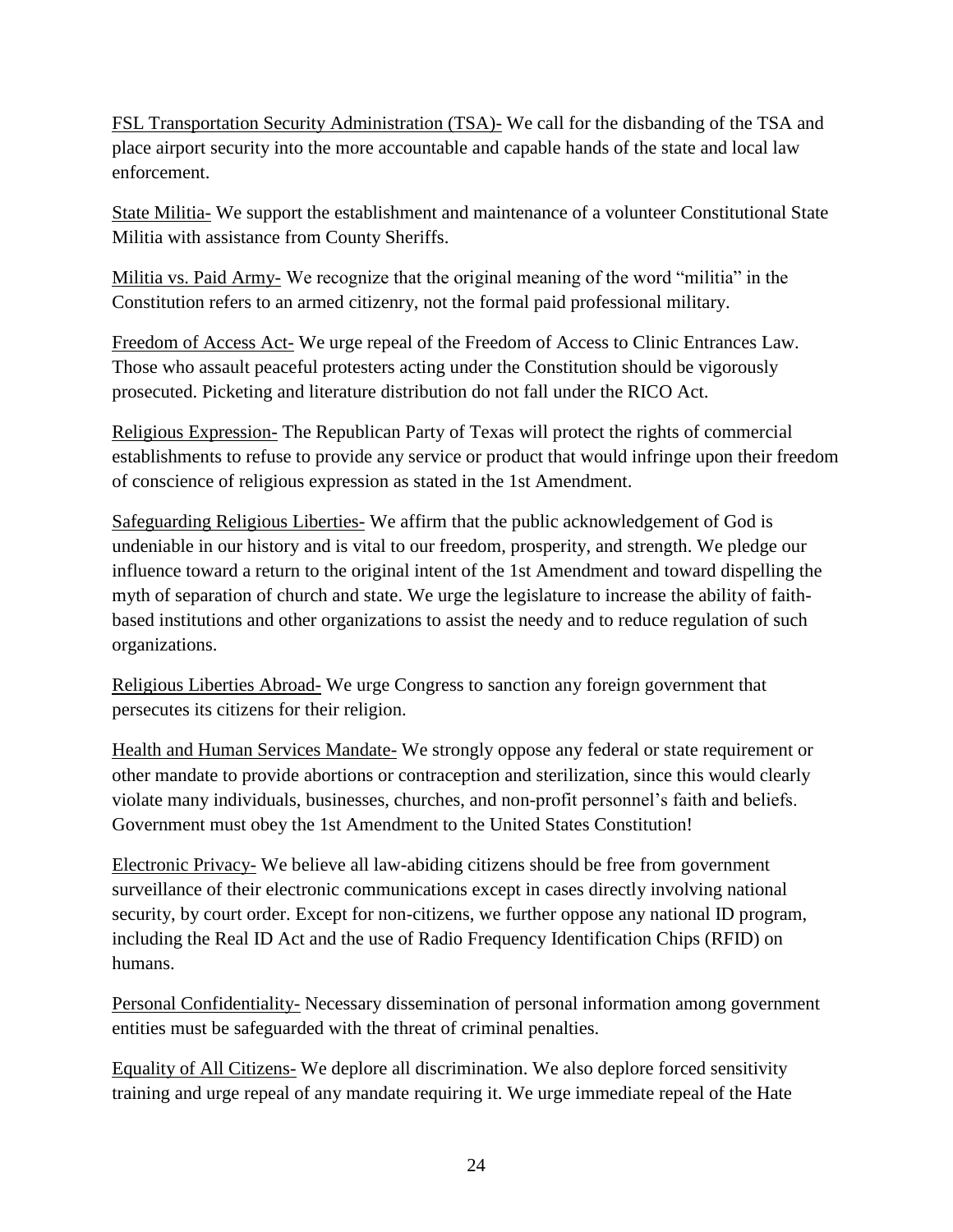<u>FSL Transportation Security Administration (TSA)-</u> We call for the disbanding of the TSA and place airport security into the more accountable and capable hands of the state and local law enforcement.

<u>State Militia-</u> We support the establishment and maintenance of a volunteer Constitutional State Militia with assistance from County Sheriffs.

<u>Militia vs. Paid Army-</u> We recognize that the original meaning of the word "militia" in the Constitution refers to an armed citizenry, not the formal paid professional military.

<u>Freedom of Access Act-</u> We urge repeal of the Freedom of Access to Clinic Entrances Law. Those who assault peaceful protesters acting under the Constitution should be vigorously prosecuted. Picketing and literature distribution do not fall under the RICO Act.

<u>Religious Expression-</u> The Republican Party of Texas will protect the rights of commercial establishments to refuse to provide any service or product that would infringe upon their freedom of conscience of religious expression as stated in the 1st Amendment.

<u>Safeguarding Religious Liberties-</u> We affirm that the public acknowledgement of God is undeniable in our history and is vital to our freedom, prosperity, and strength. We pledge our influence toward a return to the original intent of the 1st Amendment and toward dispelling the myth of separation of church and state. We urge the legislature to increase the ability of faith-based institutions and other organizations to assist the needy and to reduce regulation of such organizations.

<u>Religious Liberties Abroad-</u> We urge Congress to sanction any foreign government that persecutes its citizens for their religion.

<u>Health and Human Services Mandate-</u> We strongly oppose any federal or state requirement or other mandate to provide abortions or contraception and sterilization, since this would clearly violate many individuals, businesses, churches, and non-profit personnel's faith and beliefs. Government must obey the 1st Amendment to the United States Constitution!

<u>Electronic Privacy-</u> We believe all law-abiding citizens should be free from government surveillance of their electronic communications except in cases directly involving national security, by court order. Except for non-citizens, we further oppose any national ID program, including the Real ID Act and the use of Radio Frequency Identification Chips (RFID) on humans.

<u>Personal Confidentiality-</u> Necessary dissemination of personal information among government entities must be safeguarded with the threat of criminal penalties.

<u>Equality of All Citizens-</u> We deplore all discrimination. We also deplore forced sensitivity training and urge repeal of any mandate requiring it. We urge immediate repeal of the Hate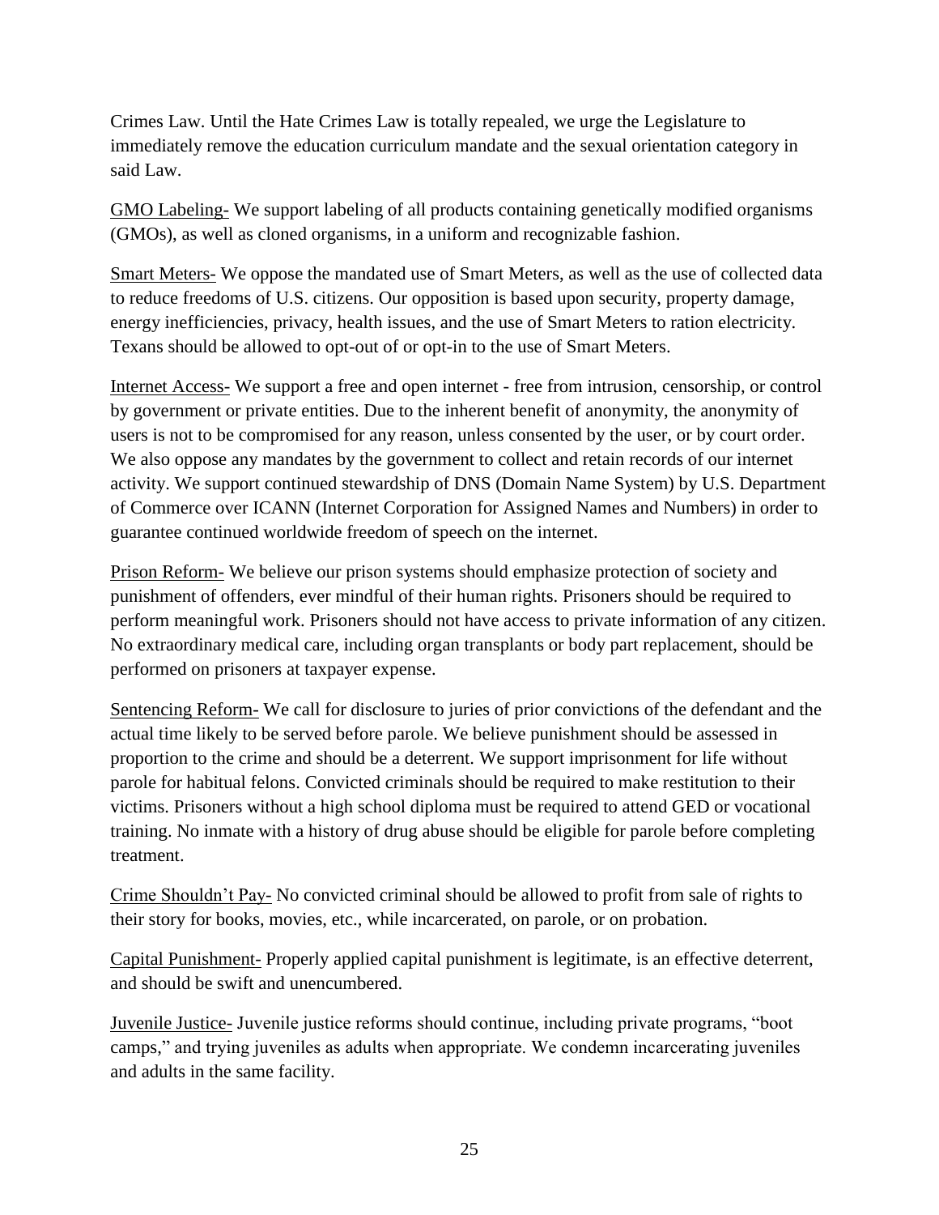Crimes Law. Until the Hate Crimes Law is totally repealed, we urge the Legislature to immediately remove the education curriculum mandate and the sexual orientation category in said Law.

<u>GMO Labeling-</u> We support labeling of all products containing genetically modified organisms (GMOs), as well as cloned organisms, in a uniform and recognizable fashion.

<u>Smart Meters-</u> We oppose the mandated use of Smart Meters, as well as the use of collected data to reduce freedoms of U.S. citizens. Our opposition is based upon security, property damage, energy inefficiencies, privacy, health issues, and the use of Smart Meters to ration electricity. Texans should be allowed to opt-out of or opt-in to the use of Smart Meters.

<u>Internet Access-</u> We support a free and open internet - free from intrusion, censorship, or control by government or private entities. Due to the inherent benefit of anonymity, the anonymity of users is not to be compromised for any reason, unless consented by the user, or by court order. We also oppose any mandates by the government to collect and retain records of our internet activity. We support continued stewardship of DNS (Domain Name System) by U.S. Department of Commerce over ICANN (Internet Corporation for Assigned Names and Numbers) in order to guarantee continued worldwide freedom of speech on the internet.

<u>Prison Reform-</u> We believe our prison systems should emphasize protection of society and punishment of offenders, ever mindful of their human rights. Prisoners should be required to perform meaningful work. Prisoners should not have access to private information of any citizen. No extraordinary medical care, including organ transplants or body part replacement, should be performed on prisoners at taxpayer expense.

<u>Sentencing Reform-</u> We call for disclosure to juries of prior convictions of the defendant and the actual time likely to be served before parole. We believe punishment should be assessed in proportion to the crime and should be a deterrent. We support imprisonment for life without parole for habitual felons. Convicted criminals should be required to make restitution to their victims. Prisoners without a high school diploma must be required to attend GED or vocational training. No inmate with a history of drug abuse should be eligible for parole before completing treatment.

<u>Crime Shouldn't Pay-</u> No convicted criminal should be allowed to profit from sale of rights to their story for books, movies, etc., while incarcerated, on parole, or on probation.

<u>Capital Punishment-</u> Properly applied capital punishment is legitimate, is an effective deterrent, and should be swift and unencumbered.

<u>Juvenile Justice-</u> Juvenile justice reforms should continue, including private programs, "boot camps," and trying juveniles as adults when appropriate. We condemn incarcerating juveniles and adults in the same facility.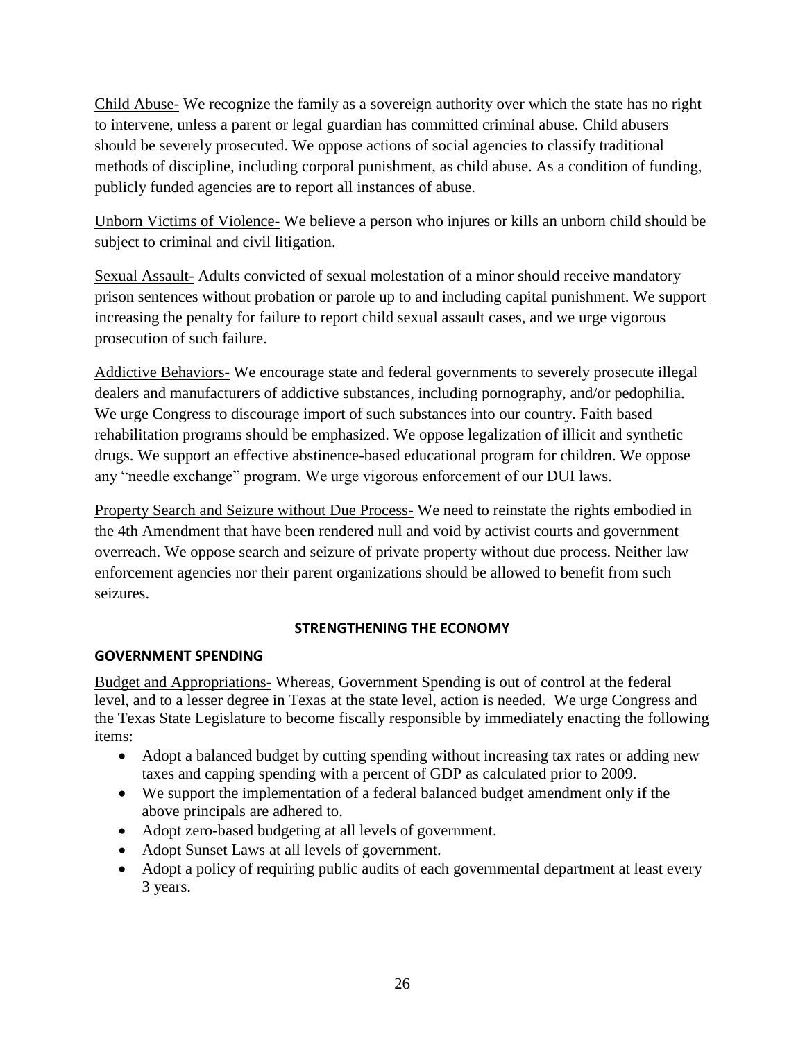Child Abuse- We recognize the family as a sovereign authority over which the state has no right to intervene, unless a parent or legal guardian has committed criminal abuse. Child abusers should be severely prosecuted. We oppose actions of social agencies to classify traditional methods of discipline, including corporal punishment, as child abuse. As a condition of funding, publicly funded agencies are to report all instances of abuse.

Unborn Victims of Violence- We believe a person who injures or kills an unborn child should be subject to criminal and civil litigation.

Sexual Assault- Adults convicted of sexual molestation of a minor should receive mandatory prison sentences without probation or parole up to and including capital punishment. We support increasing the penalty for failure to report child sexual assault cases, and we urge vigorous prosecution of such failure.

Addictive Behaviors- We encourage state and federal governments to severely prosecute illegal dealers and manufacturers of addictive substances, including pornography, and/or pedophilia. We urge Congress to discourage import of such substances into our country. Faith based rehabilitation programs should be emphasized. We oppose legalization of illicit and synthetic drugs. We support an effective abstinence-based educational program for children. We oppose any "needle exchange" program. We urge vigorous enforcement of our DUI laws.

Property Search and Seizure without Due Process- We need to reinstate the rights embodied in the 4th Amendment that have been rendered null and void by activist courts and government overreach. We oppose search and seizure of private property without due process. Neither law enforcement agencies nor their parent organizations should be allowed to benefit from such seizures.

## STRENGTHENING THE ECONOMY

### GOVERNMENT SPENDING

Budget and Appropriations- Whereas, Government Spending is out of control at the federal level, and to a lesser degree in Texas at the state level, action is needed. We urge Congress and the Texas State Legislature to become fiscally responsible by immediately enacting the following items:

- Adopt a balanced budget by cutting spending without increasing tax rates or adding new taxes and capping spending with a percent of GDP as calculated prior to 2009.
- We support the implementation of a federal balanced budget amendment only if the above principals are adhered to.
- Adopt zero-based budgeting at all levels of government.
- Adopt Sunset Laws at all levels of government.
- Adopt a policy of requiring public audits of each governmental department at least every 3 years.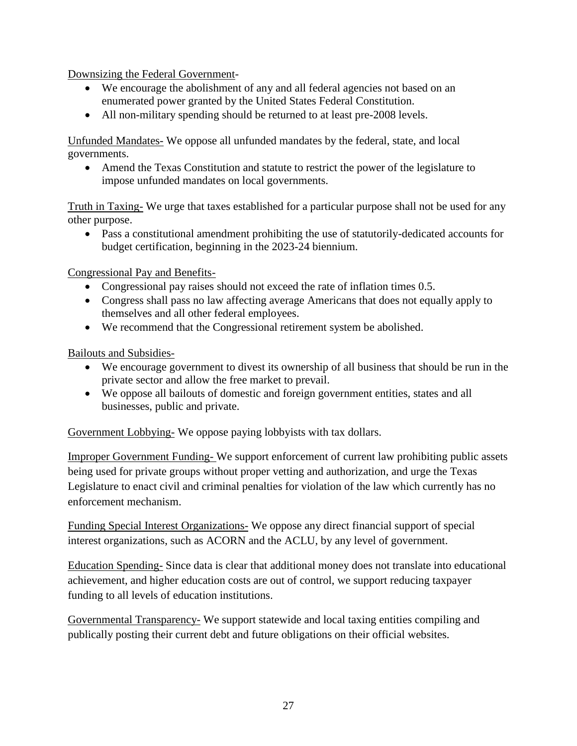Downsizing the Federal Government-

- We encourage the abolishment of any and all federal agencies not based on an enumerated power granted by the United States Federal Constitution.
- All non-military spending should be returned to at least pre-2008 levels.

Unfunded Mandates- We oppose all unfunded mandates by the federal, state, and local governments.

- Amend the Texas Constitution and statute to restrict the power of the legislature to impose unfunded mandates on local governments.

Truth in Taxing- We urge that taxes established for a particular purpose shall not be used for any other purpose.

- Pass a constitutional amendment prohibiting the use of statutorily-dedicated accounts for budget certification, beginning in the 2023-24 biennium.

Congressional Pay and Benefits-

- Congressional pay raises should not exceed the rate of inflation times 0.5.
- Congress shall pass no law affecting average Americans that does not equally apply to themselves and all other federal employees.
- We recommend that the Congressional retirement system be abolished.

Bailouts and Subsidies-

- We encourage government to divest its ownership of all business that should be run in the private sector and allow the free market to prevail.
- We oppose all bailouts of domestic and foreign government entities, states and all businesses, public and private.

Government Lobbying- We oppose paying lobbyists with tax dollars.

Improper Government Funding- We support enforcement of current law prohibiting public assets being used for private groups without proper vetting and authorization, and urge the Texas Legislature to enact civil and criminal penalties for violation of the law which currently has no enforcement mechanism.

Funding Special Interest Organizations- We oppose any direct financial support of special interest organizations, such as ACORN and the ACLU, by any level of government.

Education Spending- Since data is clear that additional money does not translate into educational achievement, and higher education costs are out of control, we support reducing taxpayer funding to all levels of education institutions.

Governmental Transparency- We support statewide and local taxing entities compiling and publically posting their current debt and future obligations on their official websites.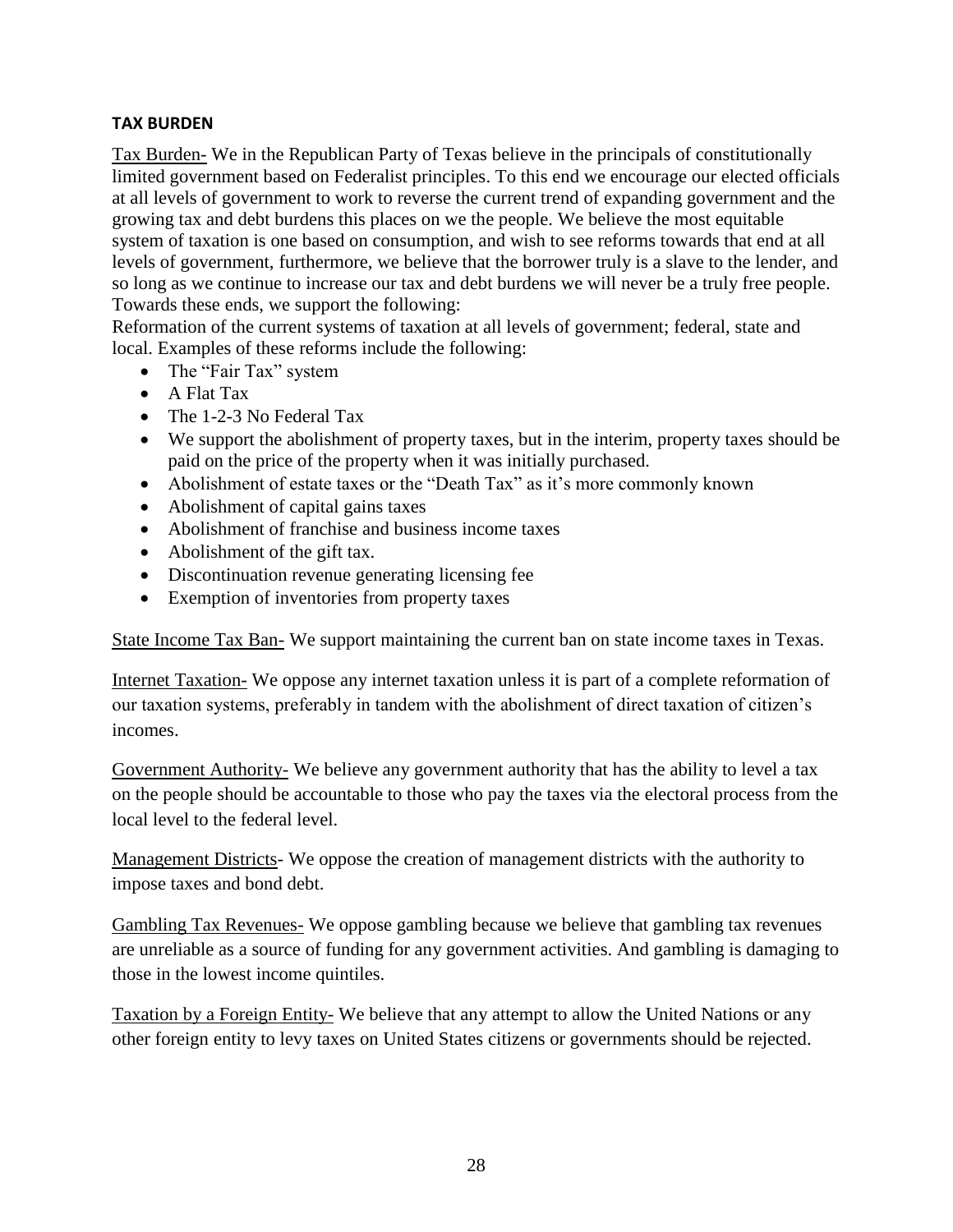## TAX BURDEN

Tax Burden- We in the Republican Party of Texas believe in the principals of constitutionally limited government based on Federalist principles. To this end we encourage our elected officials at all levels of government to work to reverse the current trend of expanding government and the growing tax and debt burdens this places on we the people. We believe the most equitable system of taxation is one based on consumption, and wish to see reforms towards that end at all levels of government, furthermore, we believe that the borrower truly is a slave to the lender, and so long as we continue to increase our tax and debt burdens we will never be a truly free people. Towards these ends, we support the following:

Reformation of the current systems of taxation at all levels of government; federal, state and local. Examples of these reforms include the following:

- The "Fair Tax" system
- A Flat Tax
- The 1-2-3 No Federal Tax
- We support the abolishment of property taxes, but in the interim, property taxes should be paid on the price of the property when it was initially purchased.
- Abolishment of estate taxes or the "Death Tax" as it's more commonly known
- Abolishment of capital gains taxes
- Abolishment of franchise and business income taxes
- Abolishment of the gift tax.
- Discontinuation revenue generating licensing fee
- Exemption of inventories from property taxes

State Income Tax Ban- We support maintaining the current ban on state income taxes in Texas.

Internet Taxation- We oppose any internet taxation unless it is part of a complete reformation of our taxation systems, preferably in tandem with the abolishment of direct taxation of citizen's incomes.

Government Authority- We believe any government authority that has the ability to level a tax on the people should be accountable to those who pay the taxes via the electoral process from the local level to the federal level.

Management Districts- We oppose the creation of management districts with the authority to impose taxes and bond debt.

Gambling Tax Revenues- We oppose gambling because we believe that gambling tax revenues are unreliable as a source of funding for any government activities. And gambling is damaging to those in the lowest income quintiles.

Taxation by a Foreign Entity- We believe that any attempt to allow the United Nations or any other foreign entity to levy taxes on United States citizens or governments should be rejected.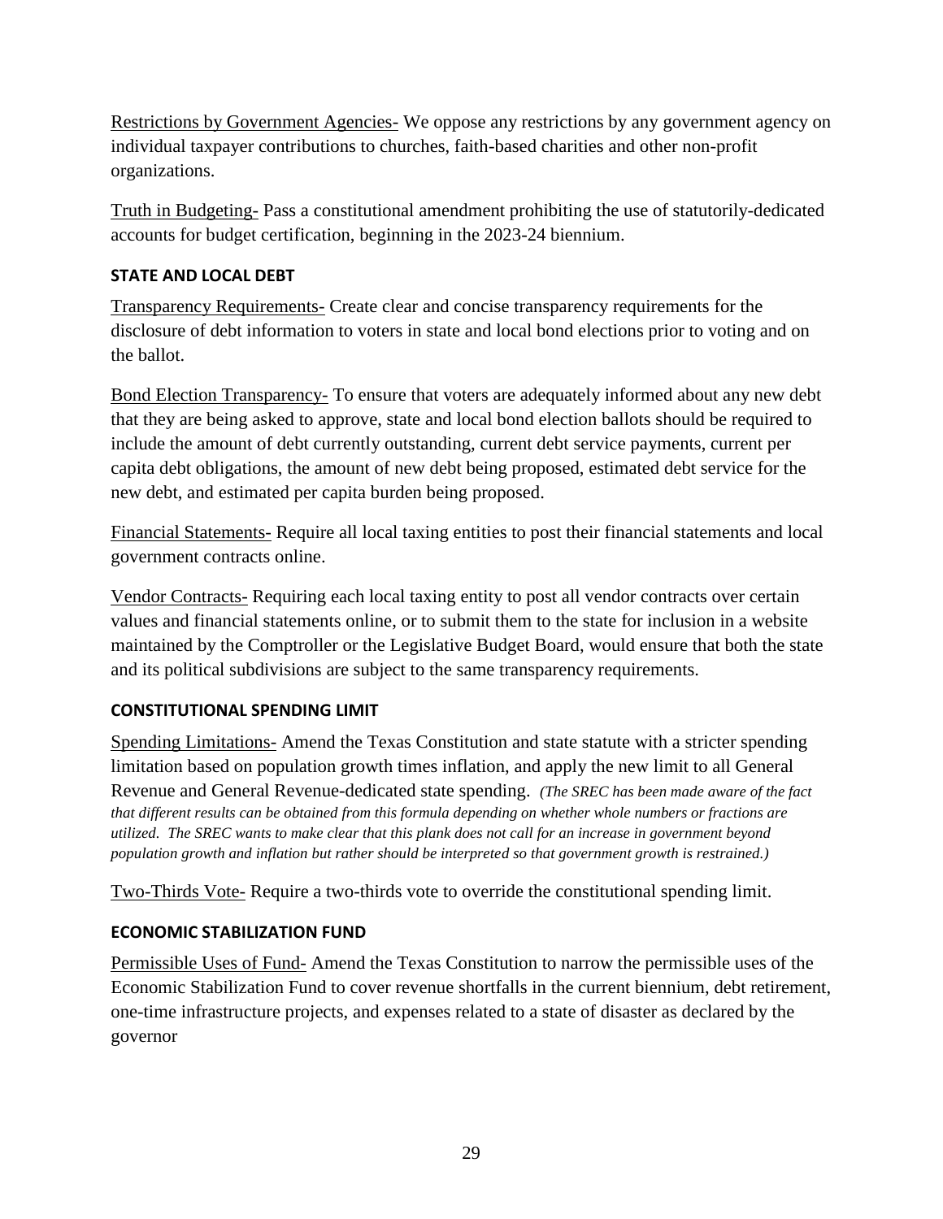<u>Restrictions by Government Agencies-</u> We oppose any restrictions by any government agency on individual taxpayer contributions to churches, faith-based charities and other non-profit organizations.

<u>Truth in Budgeting-</u> Pass a constitutional amendment prohibiting the use of statutorily-dedicated accounts for budget certification, beginning in the 2023-24 biennium.

### STATE AND LOCAL DEBT

<u>Transparency Requirements-</u> Create clear and concise transparency requirements for the disclosure of debt information to voters in state and local bond elections prior to voting and on the ballot.

<u>Bond Election Transparency-</u> To ensure that voters are adequately informed about any new debt that they are being asked to approve, state and local bond election ballots should be required to include the amount of debt currently outstanding, current debt service payments, current per capita debt obligations, the amount of new debt being proposed, estimated debt service for the new debt, and estimated per capita burden being proposed.

<u>Financial Statements-</u> Require all local taxing entities to post their financial statements and local government contracts online.

<u>Vendor Contracts-</u> Requiring each local taxing entity to post all vendor contracts over certain values and financial statements online, or to submit them to the state for inclusion in a website maintained by the Comptroller or the Legislative Budget Board, would ensure that both the state and its political subdivisions are subject to the same transparency requirements.

### CONSTITUTIONAL SPENDING LIMIT

<u>Spending Limitations-</u> Amend the Texas Constitution and state statute with a stricter spending limitation based on population growth times inflation, and apply the new limit to all General Revenue and General Revenue-dedicated state spending. *(The SREC has been made aware of the fact that different results can be obtained from this formula depending on whether whole numbers or fractions are utilized. The SREC wants to make clear that this plank does not call for an increase in government beyond population growth and inflation but rather should be interpreted so that government growth is restrained.)*

<u>Two-Thirds Vote-</u> Require a two-thirds vote to override the constitutional spending limit.

### ECONOMIC STABILIZATION FUND

<u>Permissible Uses of Fund-</u> Amend the Texas Constitution to narrow the permissible uses of the Economic Stabilization Fund to cover revenue shortfalls in the current biennium, debt retirement, one-time infrastructure projects, and expenses related to a state of disaster as declared by the governor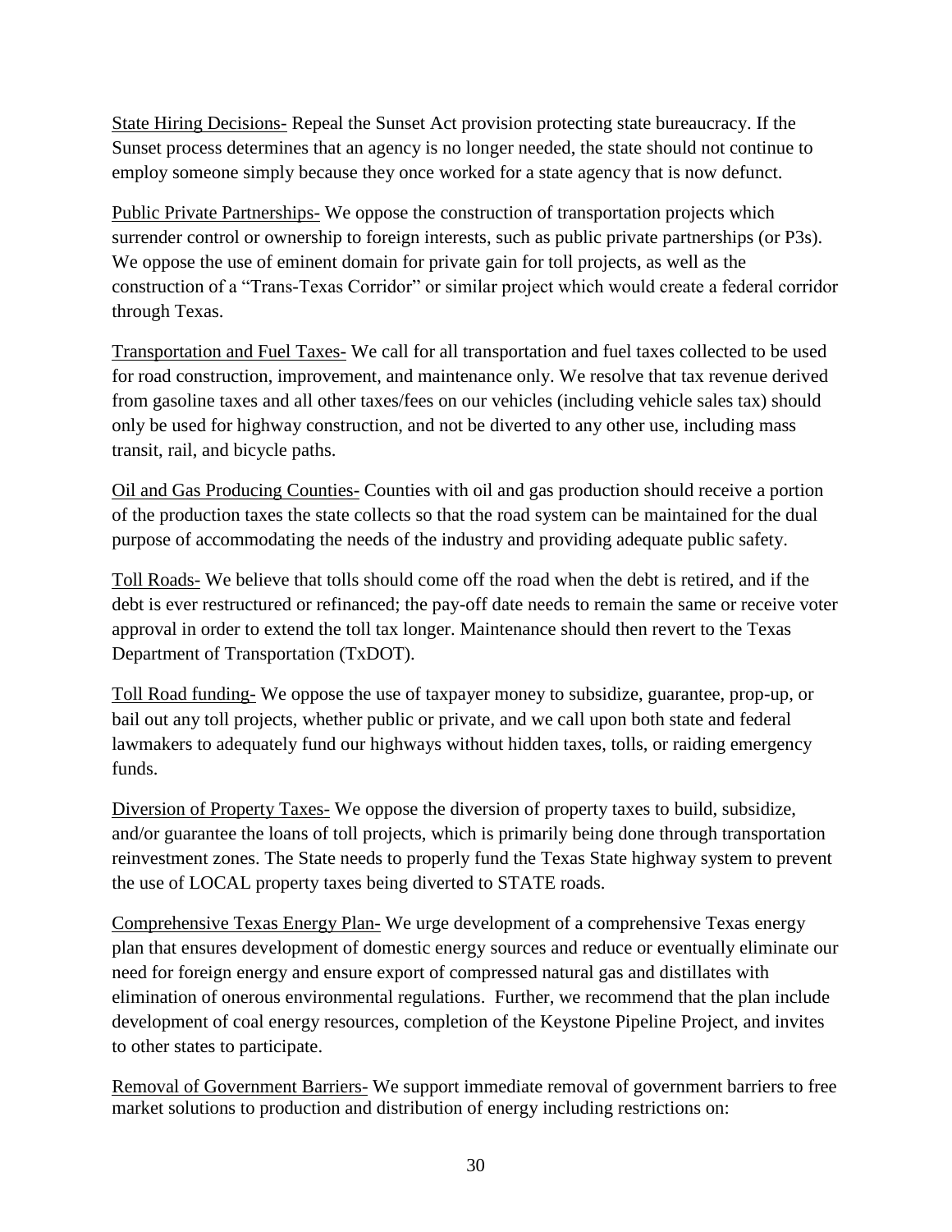<u>State Hiring Decisions-</u> Repeal the Sunset Act provision protecting state bureaucracy. If the Sunset process determines that an agency is no longer needed, the state should not continue to employ someone simply because they once worked for a state agency that is now defunct.

<u>Public Private Partnerships-</u> We oppose the construction of transportation projects which surrender control or ownership to foreign interests, such as public private partnerships (or P3s). We oppose the use of eminent domain for private gain for toll projects, as well as the construction of a "Trans-Texas Corridor" or similar project which would create a federal corridor through Texas.

<u>Transportation and Fuel Taxes-</u> We call for all transportation and fuel taxes collected to be used for road construction, improvement, and maintenance only. We resolve that tax revenue derived from gasoline taxes and all other taxes/fees on our vehicles (including vehicle sales tax) should only be used for highway construction, and not be diverted to any other use, including mass transit, rail, and bicycle paths.

<u>Oil and Gas Producing Counties-</u> Counties with oil and gas production should receive a portion of the production taxes the state collects so that the road system can be maintained for the dual purpose of accommodating the needs of the industry and providing adequate public safety.

<u>Toll Roads-</u> We believe that tolls should come off the road when the debt is retired, and if the debt is ever restructured or refinanced; the pay-off date needs to remain the same or receive voter approval in order to extend the toll tax longer. Maintenance should then revert to the Texas Department of Transportation (TxDOT).

<u>Toll Road funding-</u> We oppose the use of taxpayer money to subsidize, guarantee, prop-up, or bail out any toll projects, whether public or private, and we call upon both state and federal lawmakers to adequately fund our highways without hidden taxes, tolls, or raiding emergency funds.

<u>Diversion of Property Taxes-</u> We oppose the diversion of property taxes to build, subsidize, and/or guarantee the loans of toll projects, which is primarily being done through transportation reinvestment zones. The State needs to properly fund the Texas State highway system to prevent the use of LOCAL property taxes being diverted to STATE roads.

<u>Comprehensive Texas Energy Plan-</u> We urge development of a comprehensive Texas energy plan that ensures development of domestic energy sources and reduce or eventually eliminate our need for foreign energy and ensure export of compressed natural gas and distillates with elimination of onerous environmental regulations. Further, we recommend that the plan include development of coal energy resources, completion of the Keystone Pipeline Project, and invites to other states to participate.

<u>Removal of Government Barriers-</u> We support immediate removal of government barriers to free market solutions to production and distribution of energy including restrictions on: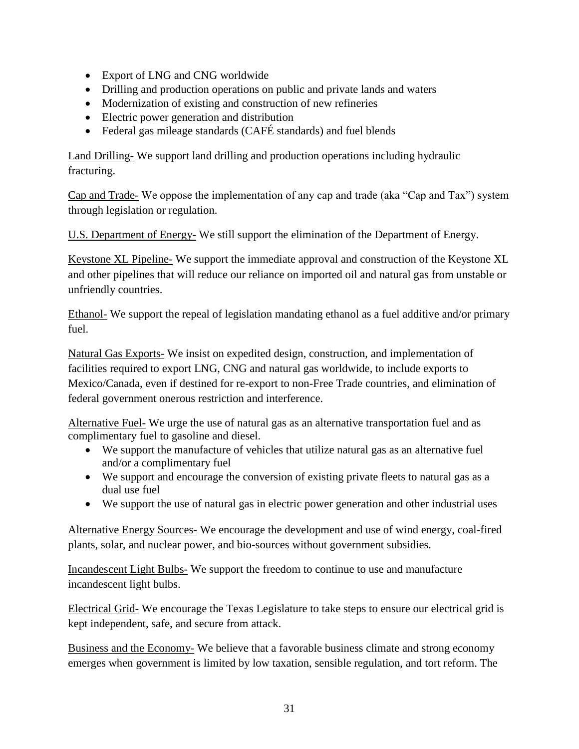- Export of LNG and CNG worldwide
- Drilling and production operations on public and private lands and waters
- Modernization of existing and construction of new refineries
- Electric power generation and distribution
- Federal gas mileage standards (CAFÉ standards) and fuel blends

<u>Land Drilling-</u> We support land drilling and production operations including hydraulic fracturing.

<u>Cap and Trade-</u> We oppose the implementation of any cap and trade (aka "Cap and Tax") system through legislation or regulation.

<u>U.S. Department of Energy-</u> We still support the elimination of the Department of Energy.

<u>Keystone XL Pipeline-</u> We support the immediate approval and construction of the Keystone XL and other pipelines that will reduce our reliance on imported oil and natural gas from unstable or unfriendly countries.

<u>Ethanol-</u> We support the repeal of legislation mandating ethanol as a fuel additive and/or primary fuel.

<u>Natural Gas Exports-</u> We insist on expedited design, construction, and implementation of facilities required to export LNG, CNG and natural gas worldwide, to include exports to Mexico/Canada, even if destined for re-export to non-Free Trade countries, and elimination of federal government onerous restriction and interference.

<u>Alternative Fuel-</u> We urge the use of natural gas as an alternative transportation fuel and as complimentary fuel to gasoline and diesel.

- We support the manufacture of vehicles that utilize natural gas as an alternative fuel and/or a complimentary fuel
- We support and encourage the conversion of existing private fleets to natural gas as a dual use fuel
- We support the use of natural gas in electric power generation and other industrial uses

<u>Alternative Energy Sources-</u> We encourage the development and use of wind energy, coal-fired plants, solar, and nuclear power, and bio-sources without government subsidies.

<u>Incandescent Light Bulbs-</u> We support the freedom to continue to use and manufacture incandescent light bulbs.

<u>Electrical Grid-</u> We encourage the Texas Legislature to take steps to ensure our electrical grid is kept independent, safe, and secure from attack.

<u>Business and the Economy-</u> We believe that a favorable business climate and strong economy emerges when government is limited by low taxation, sensible regulation, and tort reform. The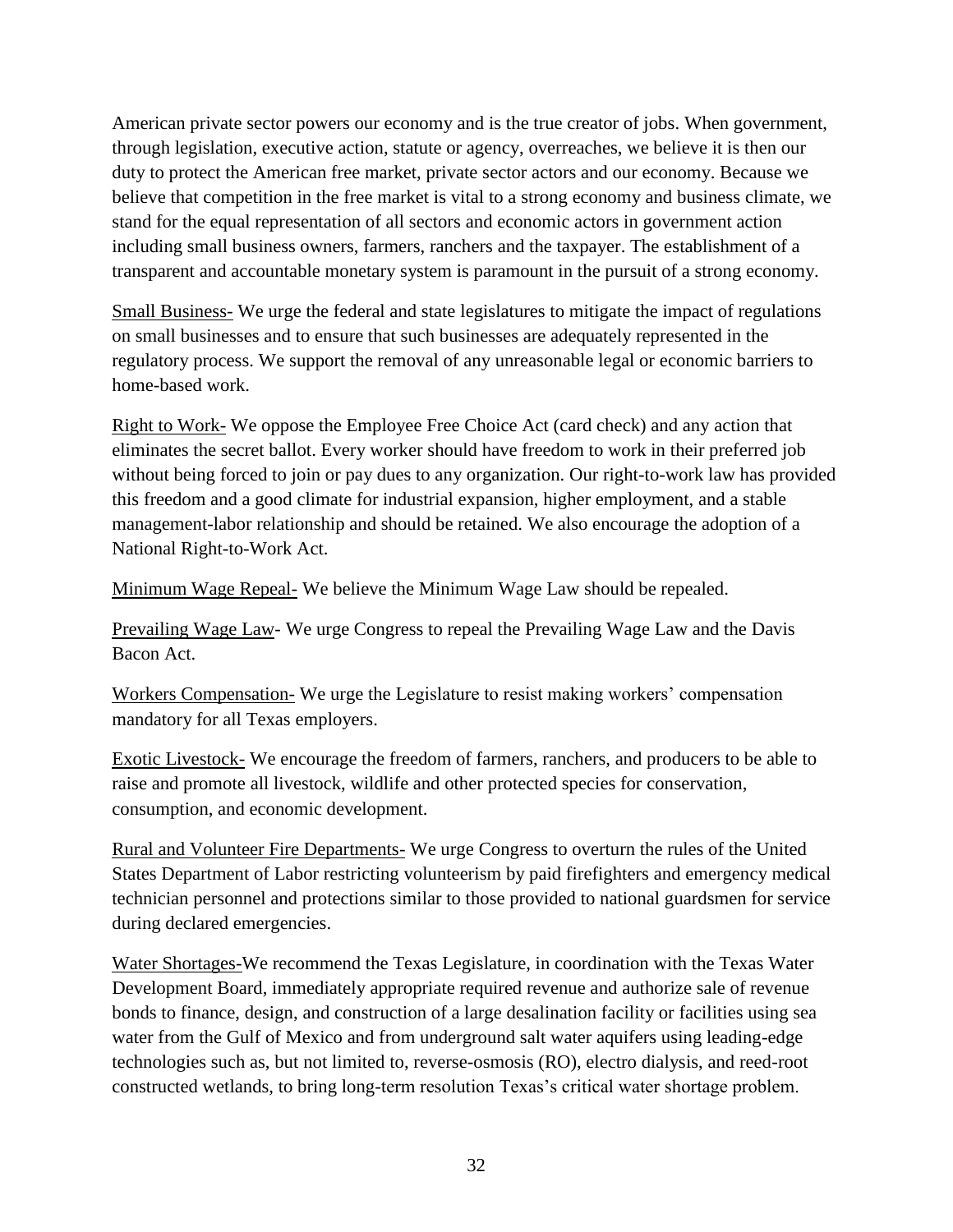American private sector powers our economy and is the true creator of jobs. When government, through legislation, executive action, statute or agency, overreaches, we believe it is then our duty to protect the American free market, private sector actors and our economy. Because we believe that competition in the free market is vital to a strong economy and business climate, we stand for the equal representation of all sectors and economic actors in government action including small business owners, farmers, ranchers and the taxpayer. The establishment of a transparent and accountable monetary system is paramount in the pursuit of a strong economy.

Small Business- We urge the federal and state legislatures to mitigate the impact of regulations on small businesses and to ensure that such businesses are adequately represented in the regulatory process. We support the removal of any unreasonable legal or economic barriers to home-based work.

Right to Work- We oppose the Employee Free Choice Act (card check) and any action that eliminates the secret ballot. Every worker should have freedom to work in their preferred job without being forced to join or pay dues to any organization. Our right-to-work law has provided this freedom and a good climate for industrial expansion, higher employment, and a stable management-labor relationship and should be retained. We also encourage the adoption of a National Right-to-Work Act.

Minimum Wage Repeal- We believe the Minimum Wage Law should be repealed.

Prevailing Wage Law- We urge Congress to repeal the Prevailing Wage Law and the Davis Bacon Act.

Workers Compensation- We urge the Legislature to resist making workers' compensation mandatory for all Texas employers.

Exotic Livestock- We encourage the freedom of farmers, ranchers, and producers to be able to raise and promote all livestock, wildlife and other protected species for conservation, consumption, and economic development.

Rural and Volunteer Fire Departments- We urge Congress to overturn the rules of the United States Department of Labor restricting volunteerism by paid firefighters and emergency medical technician personnel and protections similar to those provided to national guardsmen for service during declared emergencies.

Water Shortages-We recommend the Texas Legislature, in coordination with the Texas Water Development Board, immediately appropriate required revenue and authorize sale of revenue bonds to finance, design, and construction of a large desalination facility or facilities using sea water from the Gulf of Mexico and from underground salt water aquifers using leading-edge technologies such as, but not limited to, reverse-osmosis (RO), electro dialysis, and reed-root constructed wetlands, to bring long-term resolution Texas's critical water shortage problem.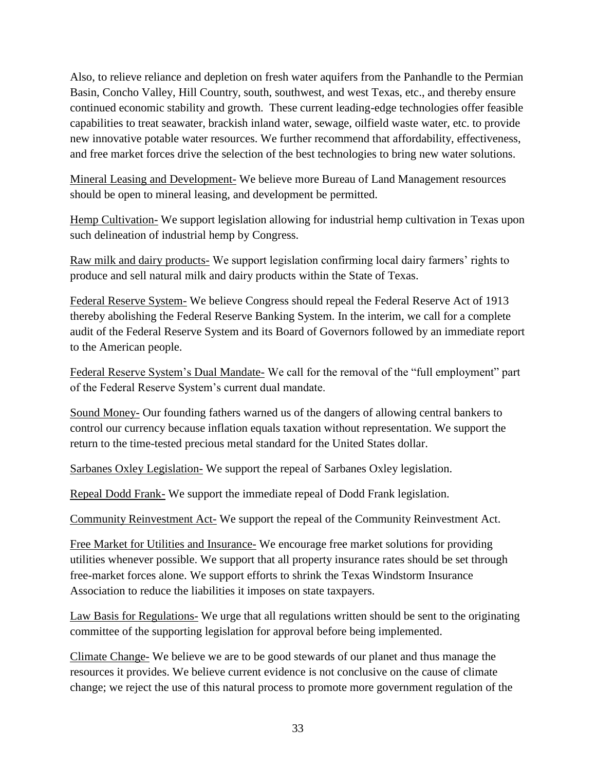Also, to relieve reliance and depletion on fresh water aquifers from the Panhandle to the Permian Basin, Concho Valley, Hill Country, south, southwest, and west Texas, etc., and thereby ensure continued economic stability and growth. These current leading-edge technologies offer feasible capabilities to treat seawater, brackish inland water, sewage, oilfield waste water, etc. to provide new innovative potable water resources. We further recommend that affordability, effectiveness, and free market forces drive the selection of the best technologies to bring new water solutions.

<u>Mineral Leasing and Development-</u> We believe more Bureau of Land Management resources should be open to mineral leasing, and development be permitted.

<u>Hemp Cultivation-</u> We support legislation allowing for industrial hemp cultivation in Texas upon such delineation of industrial hemp by Congress.

<u>Raw milk and dairy products-</u> We support legislation confirming local dairy farmers' rights to produce and sell natural milk and dairy products within the State of Texas.

<u>Federal Reserve System-</u> We believe Congress should repeal the Federal Reserve Act of 1913 thereby abolishing the Federal Reserve Banking System. In the interim, we call for a complete audit of the Federal Reserve System and its Board of Governors followed by an immediate report to the American people.

<u>Federal Reserve System's Dual Mandate-</u> We call for the removal of the "full employment" part of the Federal Reserve System's current dual mandate.

<u>Sound Money-</u> Our founding fathers warned us of the dangers of allowing central bankers to control our currency because inflation equals taxation without representation. We support the return to the time-tested precious metal standard for the United States dollar.

<u>Sarbanes Oxley Legislation-</u> We support the repeal of Sarbanes Oxley legislation.

<u>Repeal Dodd Frank-</u> We support the immediate repeal of Dodd Frank legislation.

<u>Community Reinvestment Act-</u> We support the repeal of the Community Reinvestment Act.

<u>Free Market for Utilities and Insurance-</u> We encourage free market solutions for providing utilities whenever possible. We support that all property insurance rates should be set through free-market forces alone. We support efforts to shrink the Texas Windstorm Insurance Association to reduce the liabilities it imposes on state taxpayers.

<u>Law Basis for Regulations-</u> We urge that all regulations written should be sent to the originating committee of the supporting legislation for approval before being implemented.

<u>Climate Change-</u> We believe we are to be good stewards of our planet and thus manage the resources it provides. We believe current evidence is not conclusive on the cause of climate change; we reject the use of this natural process to promote more government regulation of the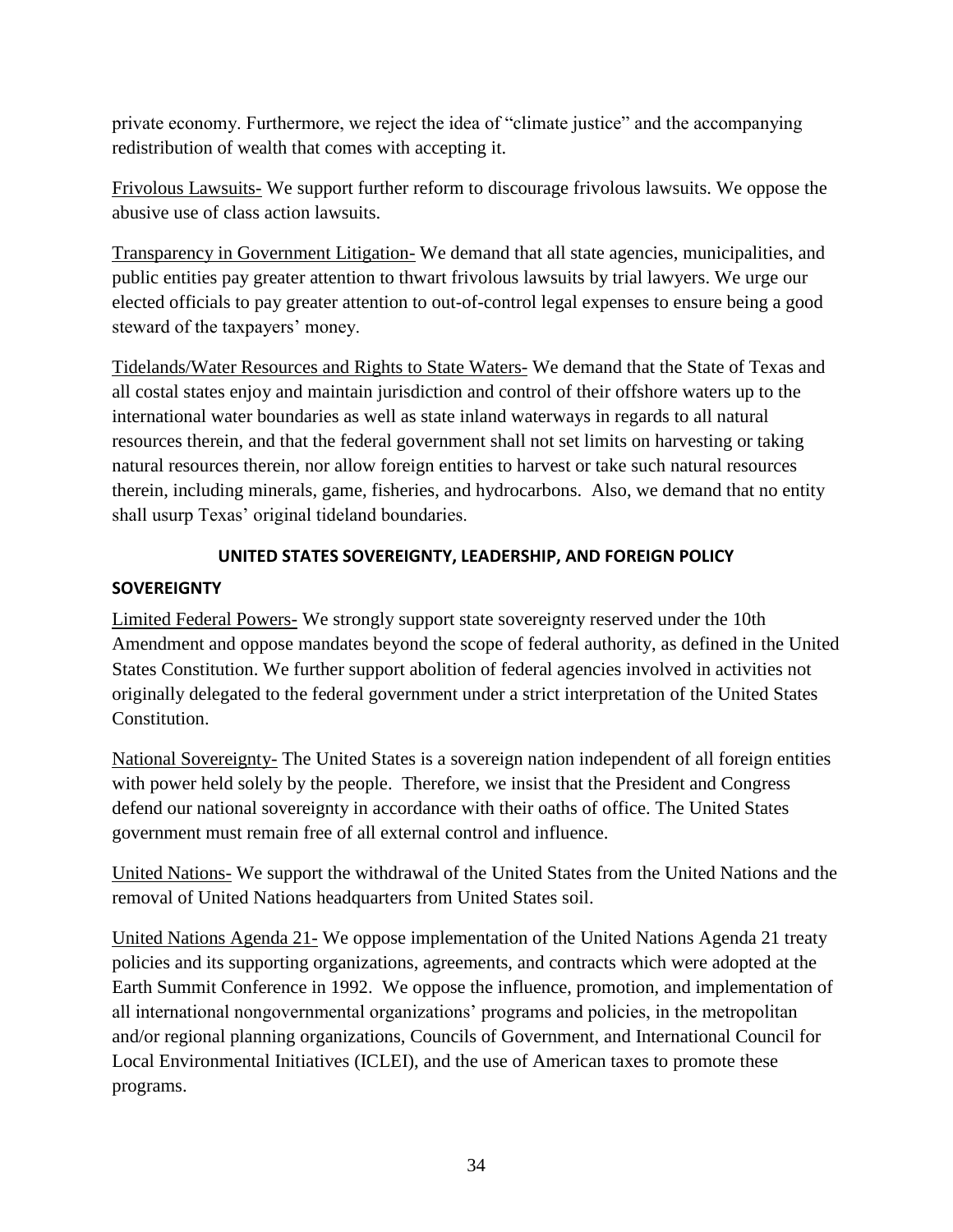private economy. Furthermore, we reject the idea of "climate justice" and the accompanying redistribution of wealth that comes with accepting it.

Frivolous Lawsuits- We support further reform to discourage frivolous lawsuits. We oppose the abusive use of class action lawsuits.

Transparency in Government Litigation- We demand that all state agencies, municipalities, and public entities pay greater attention to thwart frivolous lawsuits by trial lawyers. We urge our elected officials to pay greater attention to out-of-control legal expenses to ensure being a good steward of the taxpayers' money.

Tidelands/Water Resources and Rights to State Waters- We demand that the State of Texas and all costal states enjoy and maintain jurisdiction and control of their offshore waters up to the international water boundaries as well as state inland waterways in regards to all natural resources therein, and that the federal government shall not set limits on harvesting or taking natural resources therein, nor allow foreign entities to harvest or take such natural resources therein, including minerals, game, fisheries, and hydrocarbons. Also, we demand that no entity shall usurp Texas' original tideland boundaries.

## UNITED STATES SOVEREIGNTY, LEADERSHIP, AND FOREIGN POLICY

### SOVEREIGNTY

Limited Federal Powers- We strongly support state sovereignty reserved under the 10th Amendment and oppose mandates beyond the scope of federal authority, as defined in the United States Constitution. We further support abolition of federal agencies involved in activities not originally delegated to the federal government under a strict interpretation of the United States Constitution.

National Sovereignty- The United States is a sovereign nation independent of all foreign entities with power held solely by the people. Therefore, we insist that the President and Congress defend our national sovereignty in accordance with their oaths of office. The United States government must remain free of all external control and influence.

United Nations- We support the withdrawal of the United States from the United Nations and the removal of United Nations headquarters from United States soil.

United Nations Agenda 21- We oppose implementation of the United Nations Agenda 21 treaty policies and its supporting organizations, agreements, and contracts which were adopted at the Earth Summit Conference in 1992. We oppose the influence, promotion, and implementation of all international nongovernmental organizations' programs and policies, in the metropolitan and/or regional planning organizations, Councils of Government, and International Council for Local Environmental Initiatives (ICLEI), and the use of American taxes to promote these programs.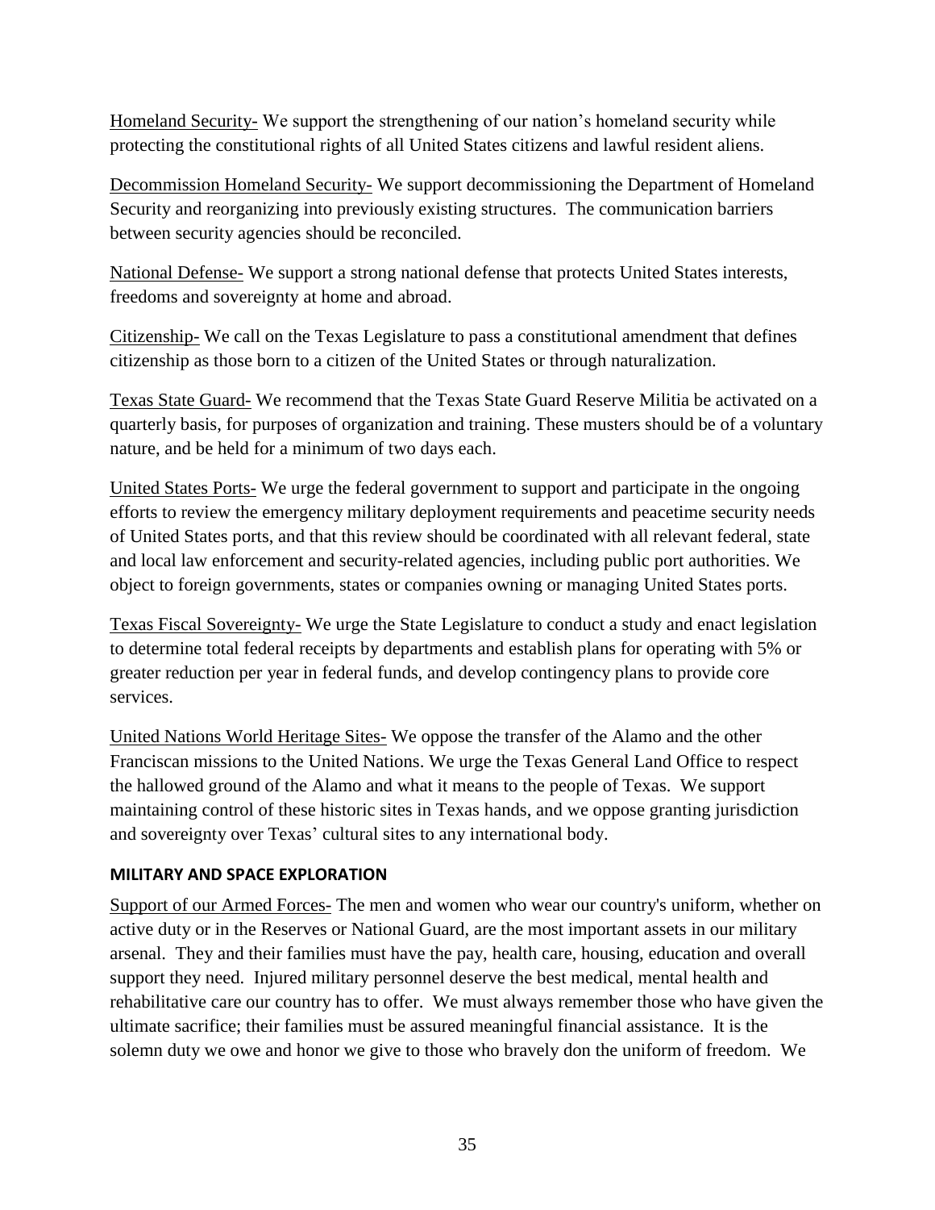<u>Homeland Security-</u> We support the strengthening of our nation's homeland security while protecting the constitutional rights of all United States citizens and lawful resident aliens.

<u>Decommission Homeland Security-</u> We support decommissioning the Department of Homeland Security and reorganizing into previously existing structures. The communication barriers between security agencies should be reconciled.

<u>National Defense-</u> We support a strong national defense that protects United States interests, freedoms and sovereignty at home and abroad.

<u>Citizenship-</u> We call on the Texas Legislature to pass a constitutional amendment that defines citizenship as those born to a citizen of the United States or through naturalization.

<u>Texas State Guard-</u> We recommend that the Texas State Guard Reserve Militia be activated on a quarterly basis, for purposes of organization and training. These musters should be of a voluntary nature, and be held for a minimum of two days each.

<u>United States Ports-</u> We urge the federal government to support and participate in the ongoing efforts to review the emergency military deployment requirements and peacetime security needs of United States ports, and that this review should be coordinated with all relevant federal, state and local law enforcement and security-related agencies, including public port authorities. We object to foreign governments, states or companies owning or managing United States ports.

<u>Texas Fiscal Sovereignty-</u> We urge the State Legislature to conduct a study and enact legislation to determine total federal receipts by departments and establish plans for operating with 5% or greater reduction per year in federal funds, and develop contingency plans to provide core services.

<u>United Nations World Heritage Sites-</u> We oppose the transfer of the Alamo and the other Franciscan missions to the United Nations. We urge the Texas General Land Office to respect the hallowed ground of the Alamo and what it means to the people of Texas. We support maintaining control of these historic sites in Texas hands, and we oppose granting jurisdiction and sovereignty over Texas' cultural sites to any international body.

**MILITARY AND SPACE EXPLORATION**

<u>Support of our Armed Forces-</u> The men and women who wear our country's uniform, whether on active duty or in the Reserves or National Guard, are the most important assets in our military arsenal. They and their families must have the pay, health care, housing, education and overall support they need. Injured military personnel deserve the best medical, mental health and rehabilitative care our country has to offer. We must always remember those who have given the ultimate sacrifice; their families must be assured meaningful financial assistance. It is the solemn duty we owe and honor we give to those who bravely don the uniform of freedom. We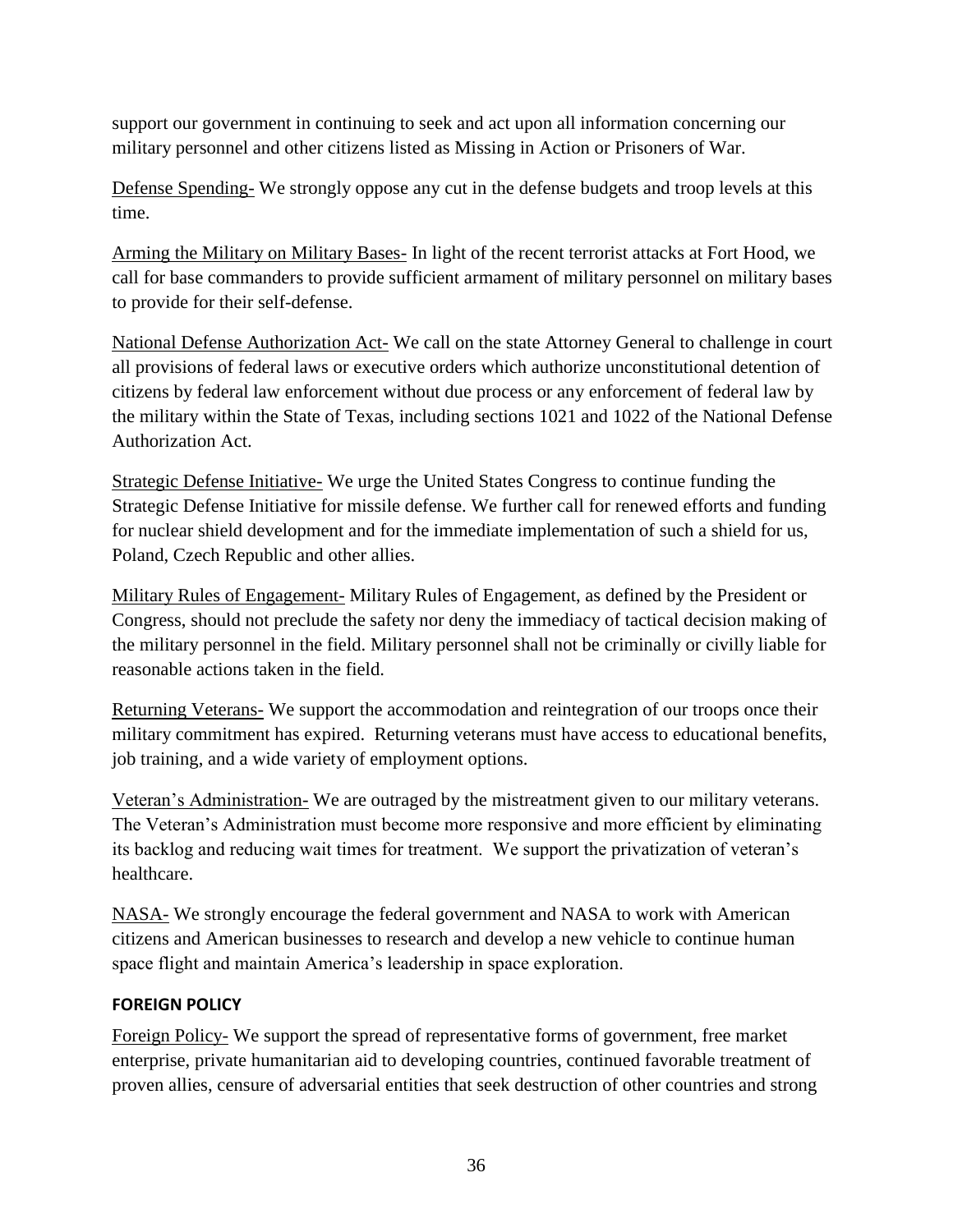support our government in continuing to seek and act upon all information concerning our military personnel and other citizens listed as Missing in Action or Prisoners of War.

<u>Defense Spending-</u> We strongly oppose any cut in the defense budgets and troop levels at this time.

<u>Arming the Military on Military Bases-</u> In light of the recent terrorist attacks at Fort Hood, we call for base commanders to provide sufficient armament of military personnel on military bases to provide for their self-defense.

<u>National Defense Authorization Act-</u> We call on the state Attorney General to challenge in court all provisions of federal laws or executive orders which authorize unconstitutional detention of citizens by federal law enforcement without due process or any enforcement of federal law by the military within the State of Texas, including sections 1021 and 1022 of the National Defense Authorization Act.

<u>Strategic Defense Initiative-</u> We urge the United States Congress to continue funding the Strategic Defense Initiative for missile defense. We further call for renewed efforts and funding for nuclear shield development and for the immediate implementation of such a shield for us, Poland, Czech Republic and other allies.

<u>Military Rules of Engagement-</u> Military Rules of Engagement, as defined by the President or Congress, should not preclude the safety nor deny the immediacy of tactical decision making of the military personnel in the field. Military personnel shall not be criminally or civilly liable for reasonable actions taken in the field.

<u>Returning Veterans-</u> We support the accommodation and reintegration of our troops once their military commitment has expired. Returning veterans must have access to educational benefits, job training, and a wide variety of employment options.

<u>Veteran's Administration-</u> We are outraged by the mistreatment given to our military veterans. The Veteran's Administration must become more responsive and more efficient by eliminating its backlog and reducing wait times for treatment. We support the privatization of veteran's healthcare.

<u>NASA-</u> We strongly encourage the federal government and NASA to work with American citizens and American businesses to research and develop a new vehicle to continue human space flight and maintain America's leadership in space exploration.

### FOREIGN POLICY

<u>Foreign Policy-</u> We support the spread of representative forms of government, free market enterprise, private humanitarian aid to developing countries, continued favorable treatment of proven allies, censure of adversarial entities that seek destruction of other countries and strong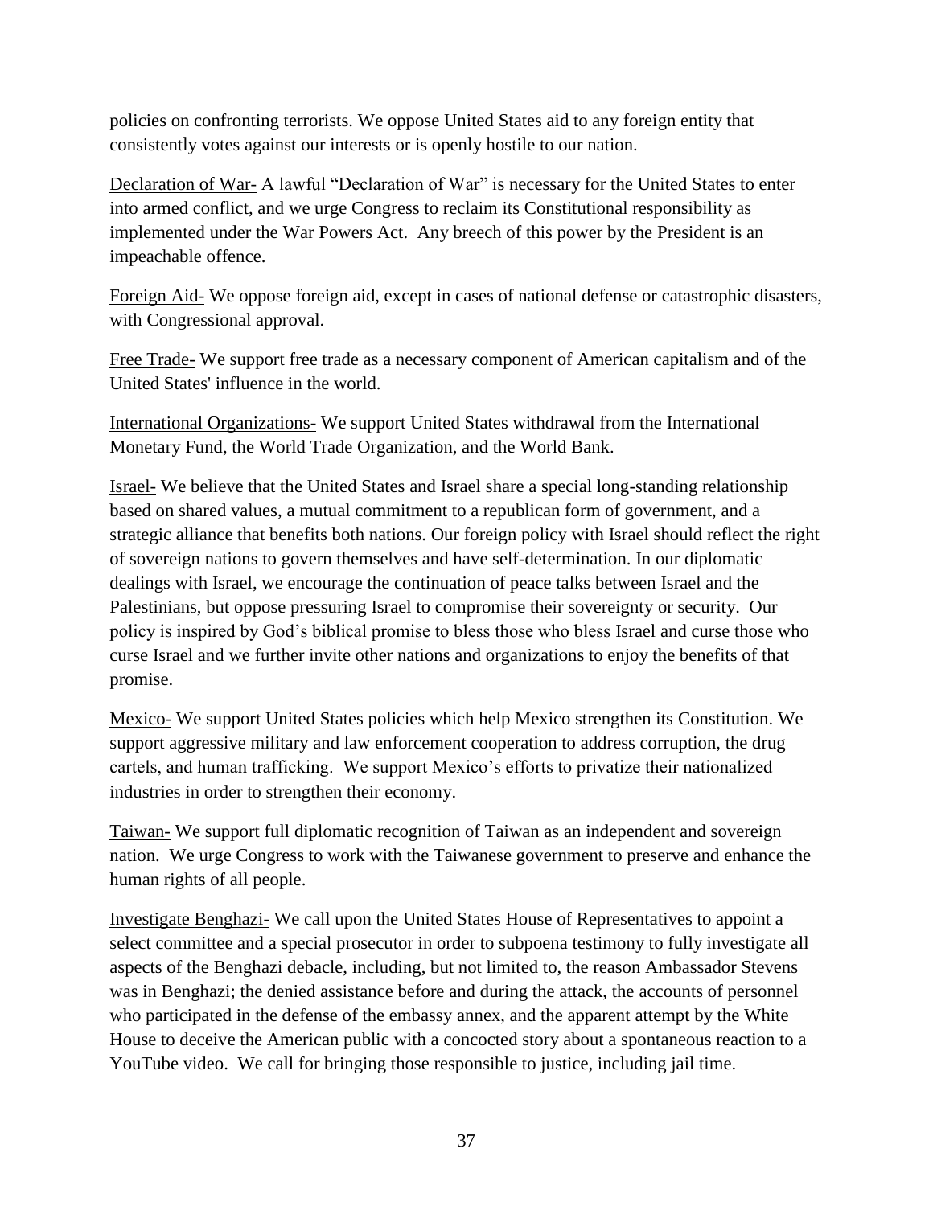policies on confronting terrorists. We oppose United States aid to any foreign entity that consistently votes against our interests or is openly hostile to our nation.

<u>Declaration of War-</u> A lawful "Declaration of War" is necessary for the United States to enter into armed conflict, and we urge Congress to reclaim its Constitutional responsibility as implemented under the War Powers Act. Any breech of this power by the President is an impeachable offence.

<u>Foreign Aid-</u> We oppose foreign aid, except in cases of national defense or catastrophic disasters, with Congressional approval.

<u>Free Trade-</u> We support free trade as a necessary component of American capitalism and of the United States' influence in the world.

<u>International Organizations-</u> We support United States withdrawal from the International Monetary Fund, the World Trade Organization, and the World Bank.

<u>Israel-</u> We believe that the United States and Israel share a special long-standing relationship based on shared values, a mutual commitment to a republican form of government, and a strategic alliance that benefits both nations. Our foreign policy with Israel should reflect the right of sovereign nations to govern themselves and have self-determination. In our diplomatic dealings with Israel, we encourage the continuation of peace talks between Israel and the Palestinians, but oppose pressuring Israel to compromise their sovereignty or security. Our policy is inspired by God's biblical promise to bless those who bless Israel and curse those who curse Israel and we further invite other nations and organizations to enjoy the benefits of that promise.

<u>Mexico-</u> We support United States policies which help Mexico strengthen its Constitution. We support aggressive military and law enforcement cooperation to address corruption, the drug cartels, and human trafficking. We support Mexico's efforts to privatize their nationalized industries in order to strengthen their economy.

<u>Taiwan-</u> We support full diplomatic recognition of Taiwan as an independent and sovereign nation. We urge Congress to work with the Taiwanese government to preserve and enhance the human rights of all people.

<u>Investigate Benghazi-</u> We call upon the United States House of Representatives to appoint a select committee and a special prosecutor in order to subpoena testimony to fully investigate all aspects of the Benghazi debacle, including, but not limited to, the reason Ambassador Stevens was in Benghazi; the denied assistance before and during the attack, the accounts of personnel who participated in the defense of the embassy annex, and the apparent attempt by the White House to deceive the American public with a concocted story about a spontaneous reaction to a YouTube video. We call for bringing those responsible to justice, including jail time.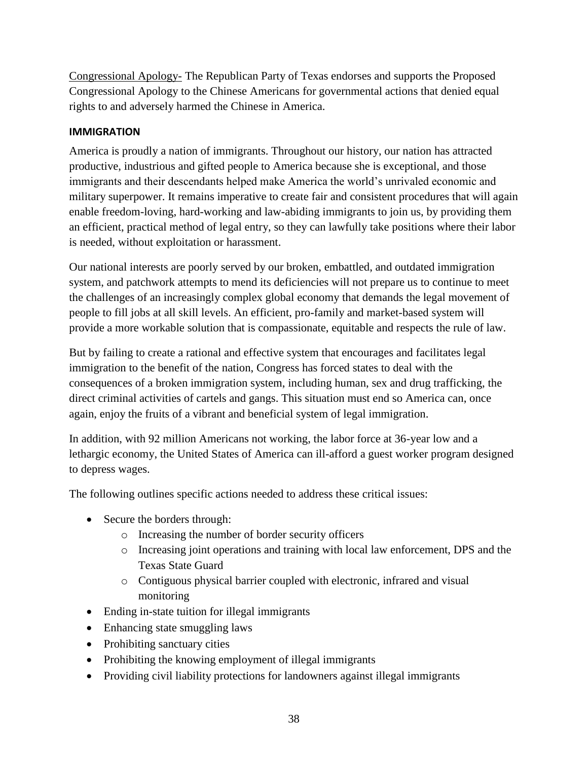Congressional Apology- The Republican Party of Texas endorses and supports the Proposed Congressional Apology to the Chinese Americans for governmental actions that denied equal rights to and adversely harmed the Chinese in America.

### IMMIGRATION

America is proudly a nation of immigrants. Throughout our history, our nation has attracted productive, industrious and gifted people to America because she is exceptional, and those immigrants and their descendants helped make America the world's unrivaled economic and military superpower. It remains imperative to create fair and consistent procedures that will again enable freedom-loving, hard-working and law-abiding immigrants to join us, by providing them an efficient, practical method of legal entry, so they can lawfully take positions where their labor is needed, without exploitation or harassment.

Our national interests are poorly served by our broken, embattled, and outdated immigration system, and patchwork attempts to mend its deficiencies will not prepare us to continue to meet the challenges of an increasingly complex global economy that demands the legal movement of people to fill jobs at all skill levels. An efficient, pro-family and market-based system will provide a more workable solution that is compassionate, equitable and respects the rule of law.

But by failing to create a rational and effective system that encourages and facilitates legal immigration to the benefit of the nation, Congress has forced states to deal with the consequences of a broken immigration system, including human, sex and drug trafficking, the direct criminal activities of cartels and gangs. This situation must end so America can, once again, enjoy the fruits of a vibrant and beneficial system of legal immigration.

In addition, with 92 million Americans not working, the labor force at 36-year low and a lethargic economy, the United States of America can ill-afford a guest worker program designed to depress wages.

The following outlines specific actions needed to address these critical issues:

- Secure the borders through:
  - Increasing the number of border security officers
  - Increasing joint operations and training with local law enforcement, DPS and the Texas State Guard
  - Contiguous physical barrier coupled with electronic, infrared and visual monitoring
- Ending in-state tuition for illegal immigrants
- Enhancing state smuggling laws
- Prohibiting sanctuary cities
- Prohibiting the knowing employment of illegal immigrants
- Providing civil liability protections for landowners against illegal immigrants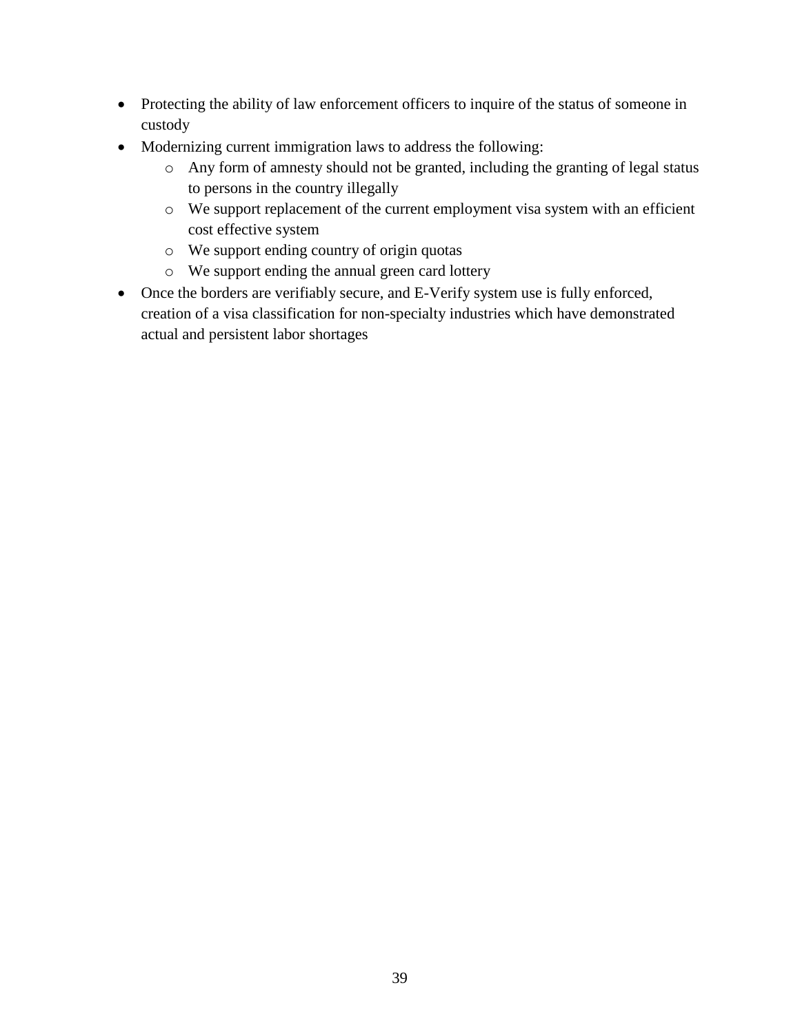- Protecting the ability of law enforcement officers to inquire of the status of someone in custody
- Modernizing current immigration laws to address the following:
    - Any form of amnesty should not be granted, including the granting of legal status to persons in the country illegally
    - We support replacement of the current employment visa system with an efficient cost effective system
    - We support ending country of origin quotas
    - We support ending the annual green card lottery
- Once the borders are verifiably secure, and E-Verify system use is fully enforced, creation of a visa classification for non-specialty industries which have demonstrated actual and persistent labor shortages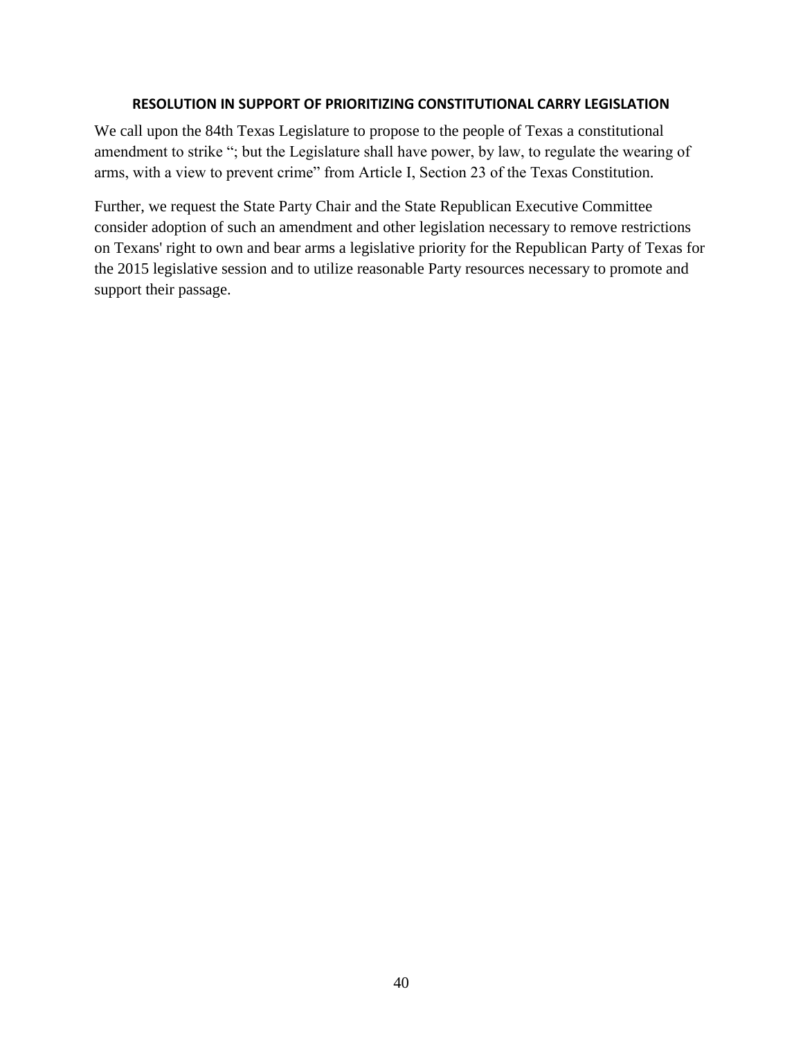## RESOLUTION IN SUPPORT OF PRIORITIZING CONSTITUTIONAL CARRY LEGISLATION

We call upon the 84th Texas Legislature to propose to the people of Texas a constitutional amendment to strike "; but the Legislature shall have power, by law, to regulate the wearing of arms, with a view to prevent crime" from Article I, Section 23 of the Texas Constitution.

Further, we request the State Party Chair and the State Republican Executive Committee consider adoption of such an amendment and other legislation necessary to remove restrictions on Texans' right to own and bear arms a legislative priority for the Republican Party of Texas for the 2015 legislative session and to utilize reasonable Party resources necessary to promote and support their passage.